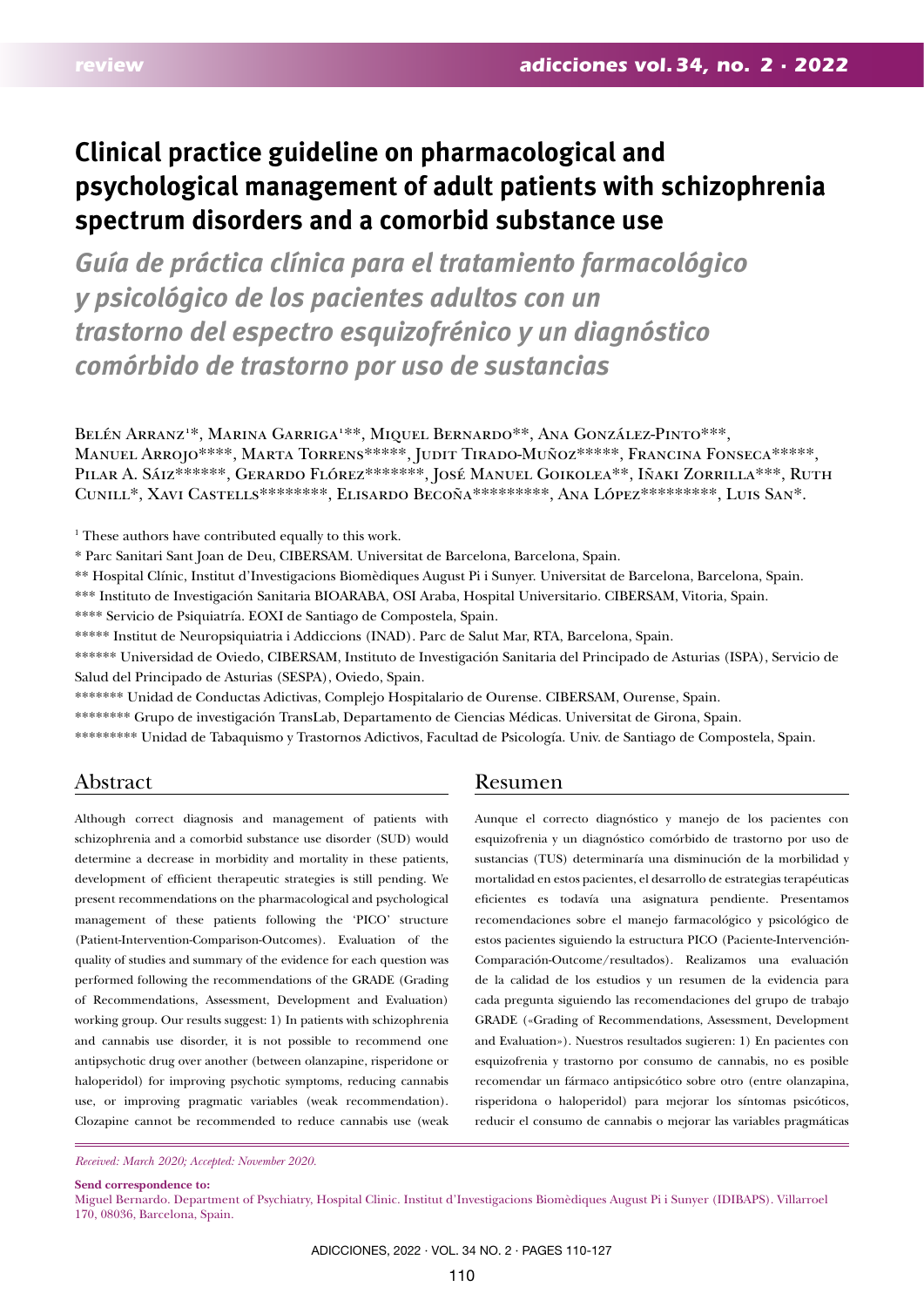review

# Clinical practice guideline on pharmacological and psychological management of adult patients with schizophrenia spectrum disorders and a comorbid substance use

## *Guía de práctica clínica para el tratamiento farmacológico y psicológico de los pacientes adultos con un trastorno del espectro esquizofrénico y un diagnóstico comórbido de trastorno por uso de sustancias*

Belén Arranz[1]*, Marina Garriga[1]**, Miquel Bernardo**, Ana González-Pinto***, Manuel Arrojo****, Marta Torrens*****, Judit Tirado-Muñoz*****, Francina Fonseca*****, Pilar A. Sáiz******, Gerardo Flórez*******, José Manuel Goikolea**, Iñaki Zorrilla***, Ruth Cunill*, Xavi Castells********, Elisardo Becoña*********, Ana López*********, Luis San*.

[1] These authors have contributed equally to this work.

* Parc Sanitari Sant Joan de Deu, CIBERSAM. Universitat de Barcelona, Barcelona, Spain.

** Hospital Clínic, Institut d'Investigacions Biomèdiques August Pi i Sunyer. Universitat de Barcelona, Barcelona, Spain.

*** Instituto de Investigación Sanitaria BIOARABA, OSI Araba, Hospital Universitario. CIBERSAM, Vitoria, Spain.

**** Servicio de Psiquiatría. EOXI de Santiago de Compostela, Spain.

***** Institut de Neuropsiquiatria i Addiccions (INAD). Parc de Salut Mar, RTA, Barcelona, Spain.

****** Universidad de Oviedo, CIBERSAM, Instituto de Investigación Sanitaria del Principado de Asturias (ISPA), Servicio de Salud del Principado de Asturias (SESPA), Oviedo, Spain.

******* Unidad de Conductas Adictivas, Complejo Hospitalario de Ourense. CIBERSAM, Ourense, Spain.

******** Grupo de investigación TransLab, Departamento de Ciencias Médicas. Universitat de Girona, Spain.

********* Unidad de Tabaquismo y Trastornos Adictivos, Facultad de Psicología. Univ. de Santiago de Compostela, Spain.

## Abstract

Although correct diagnosis and management of patients with schizophrenia and a comorbid substance use disorder (SUD) would determine a decrease in morbidity and mortality in these patients, development of efficient therapeutic strategies is still pending. We present recommendations on the pharmacological and psychological management of these patients following the 'PICO' structure (Patient-Intervention-Comparison-Outcomes). Evaluation of the quality of studies and summary of the evidence for each question was performed following the recommendations of the GRADE (Grading of Recommendations, Assessment, Development and Evaluation) working group. Our results suggest: 1) In patients with schizophrenia and cannabis use disorder, it is not possible to recommend one antipsychotic drug over another (between olanzapine, risperidone or haloperidol) for improving psychotic symptoms, reducing cannabis use, or improving pragmatic variables (weak recommendation). Clozapine cannot be recommended to reduce cannabis use (weak

## Resumen

Aunque el correcto diagnóstico y manejo de los pacientes con esquizofrenia y un diagnóstico comórbido de trastorno por uso de sustancias (TUS) determinaría una disminución de la morbilidad y mortalidad en estos pacientes, el desarrollo de estrategias terapéuticas eficientes es todavía una asignatura pendiente. Presentamos recomendaciones sobre el manejo farmacológico y psicológico de estos pacientes siguiendo la estructura PICO (Paciente-Intervención-Comparación-Outcome/resultados). Realizamos una evaluación de la calidad de los estudios y un resumen de la evidencia para cada pregunta siguiendo las recomendaciones del grupo de trabajo GRADE («Grading of Recommendations, Assessment, Development and Evaluation»). Nuestros resultados sugieren: 1) En pacientes con esquizofrenia y trastorno por consumo de cannabis, no es posible recomendar un fármaco antipsicótico sobre otro (entre olanzapina, risperidona o haloperidol) para mejorar los síntomas psicóticos, reducir el consumo de cannabis o mejorar las variables pragmáticas

*Received: March 2020; Accepted: November 2020.*

**Send correspondence to:**
Miquel Bernardo. Department of Psychiatry, Hospital Clinic. Institut d'Investigacions Biomèdiques August Pi i Sunyer (IDIBAPS). Villarroel 170, 08036, Barcelona, Spain.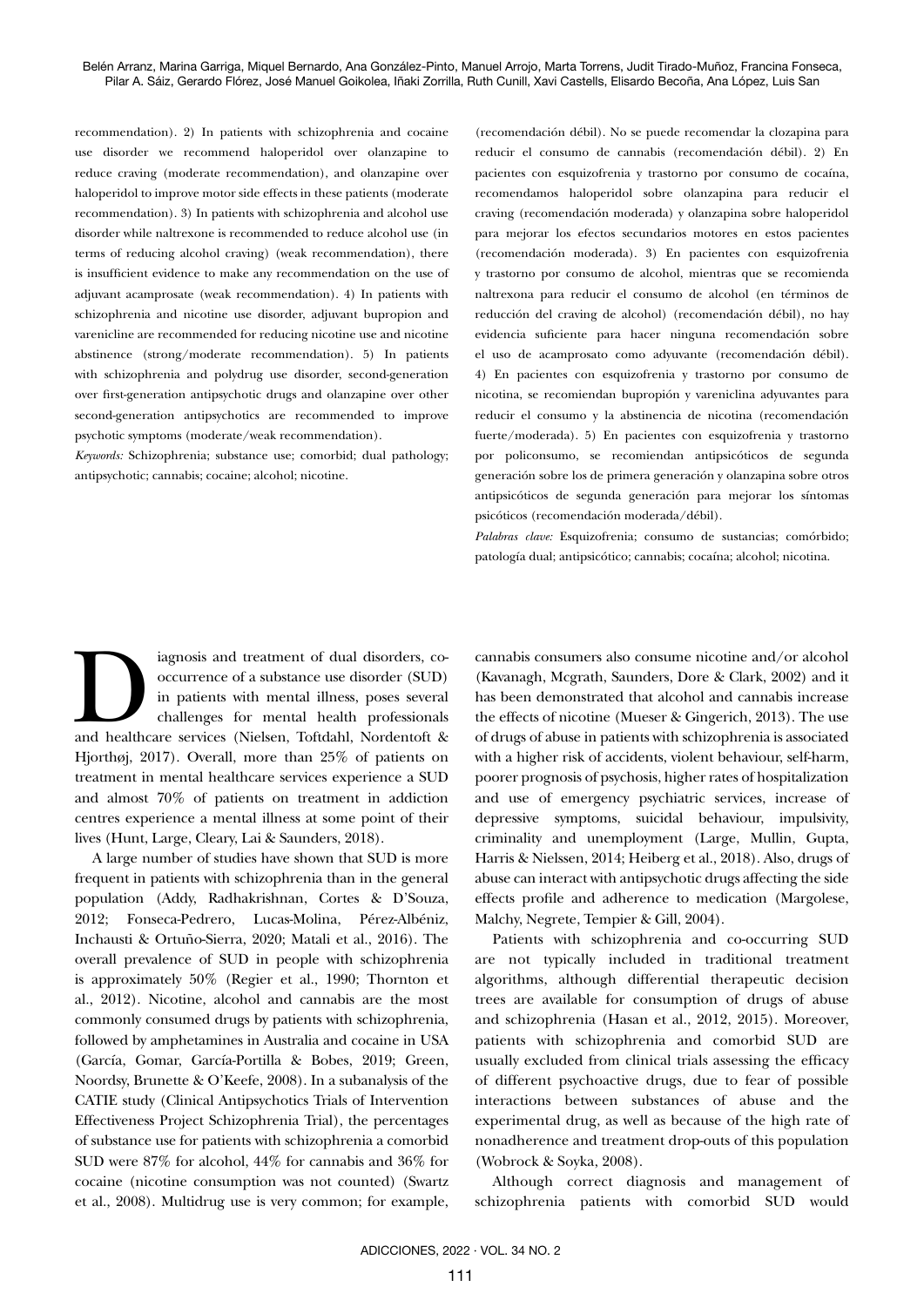recommendation). 2) In patients with schizophrenia and cocaine use disorder we recommend haloperidol over olanzapine to reduce craving (moderate recommendation), and olanzapine over haloperidol to improve motor side effects in these patients (moderate recommendation). 3) In patients with schizophrenia and alcohol use disorder while naltrexone is recommended to reduce alcohol use (in terms of reducing alcohol craving) (weak recommendation), there is insufficient evidence to make any recommendation on the use of adjuvant acamprosate (weak recommendation). 4) In patients with schizophrenia and nicotine use disorder, adjuvant bupropion and varenicline are recommended for reducing nicotine use and nicotine abstinence (strong/moderate recommendation). 5) In patients with schizophrenia and polydrug use disorder, second-generation over first-generation antipsychotic drugs and olanzapine over other second-generation antipsychotics are recommended to improve psychotic symptoms (moderate/weak recommendation).

*Keywords:* Schizophrenia; substance use; comorbid; dual pathology; antipsychotic; cannabis; cocaine; alcohol; nicotine.

(recomendación débil). No se puede recomendar la clozapina para reducir el consumo de cannabis (recomendación débil). 2) En pacientes con esquizofrenia y trastorno por consumo de cocaína, recomendamos haloperidol sobre olanzapina para reducir el craving (recomendación moderada) y olanzapina sobre haloperidol para mejorar los efectos secundarios motores en estos pacientes (recomendación moderada). 3) En pacientes con esquizofrenia y trastorno por consumo de alcohol, mientras que se recomienda naltrexona para reducir el consumo de alcohol (en términos de reducción del craving de alcohol) (recomendación débil), no hay evidencia suficiente para hacer ninguna recomendación sobre el uso de acamprosato como adyuvante (recomendación débil). 4) En pacientes con esquizofrenia y trastorno por consumo de nicotina, se recomiendan bupropión y vareniclina adyuvantes para reducir el consumo y la abstinencia de nicotina (recomendación fuerte/moderada). 5) En pacientes con esquizofrenia y trastorno por policonsumo, se recomiendan antipsicóticos de segunda generación sobre los de primera generación y olanzapina sobre otros antipsicóticos de segunda generación para mejorar los síntomas psicóticos (recomendación moderada/débil).

*Palabras clave:* Esquizofrenia; consumo de sustancias; comórbido; patología dual; antipsicótico; cannabis; cocaína; alcohol; nicotina.

Diagnosis and treatment of dual disorders, co-occurrence of a substance use disorder (SUD) in patients with mental illness, poses several challenges for mental health professionals and healthcare services (Nielsen, Toftdahl, Nordentoft & Hjorthøj, 2017). Overall, more than 25% of patients on treatment in mental healthcare services experience a SUD and almost 70% of patients on treatment in addiction centres experience a mental illness at some point of their lives (Hunt, Large, Cleary, Lai & Saunders, 2018).

A large number of studies have shown that SUD is more frequent in patients with schizophrenia than in the general population (Addy, Radhakrishnan, Cortes & D'Souza, 2012; Fonseca-Pedrero, Lucas-Molina, Pérez-Albéniz, Inchausti & Ortuño-Sierra, 2020; Matali et al., 2016). The overall prevalence of SUD in people with schizophrenia is approximately 50% (Regier et al., 1990; Thornton et al., 2012). Nicotine, alcohol and cannabis are the most commonly consumed drugs by patients with schizophrenia, followed by amphetamines in Australia and cocaine in USA (García, Gomar, García-Portilla & Bobes, 2019; Green, Noordsy, Brunette & O'Keefe, 2008). In a subanalysis of the CATIE study (Clinical Antipsychotics Trials of Intervention Effectiveness Project Schizophrenia Trial), the percentages of substance use for patients with schizophrenia a comorbid SUD were 87% for alcohol, 44% for cannabis and 36% for cocaine (nicotine consumption was not counted) (Swartz et al., 2008). Multidrug use is very common; for example, cannabis consumers also consume nicotine and/or alcohol (Kavanagh, Mcgrath, Saunders, Dore & Clark, 2002) and it has been demonstrated that alcohol and cannabis increase the effects of nicotine (Mueser & Gingerich, 2013). The use of drugs of abuse in patients with schizophrenia is associated with a higher risk of accidents, violent behaviour, self-harm, poorer prognosis of psychosis, higher rates of hospitalization and use of emergency psychiatric services, increase of depressive symptoms, suicidal behaviour, impulsivity, criminality and unemployment (Large, Mullin, Gupta, Harris & Nielssen, 2014; Heiberg et al., 2018). Also, drugs of abuse can interact with antipsychotic drugs affecting the side effects profile and adherence to medication (Margolese, Malchy, Negrete, Tempier & Gill, 2004).

Patients with schizophrenia and co-occurring SUD are not typically included in traditional treatment algorithms, although differential therapeutic decision trees are available for consumption of drugs of abuse and schizophrenia (Hasan et al., 2012, 2015). Moreover, patients with schizophrenia and comorbid SUD are usually excluded from clinical trials assessing the efficacy of different psychoactive drugs, due to fear of possible interactions between substances of abuse and the experimental drug, as well as because of the high rate of nonadherence and treatment drop-outs of this population (Wobrock & Soyka, 2008).

Although correct diagnosis and management of schizophrenia patients with comorbid SUD would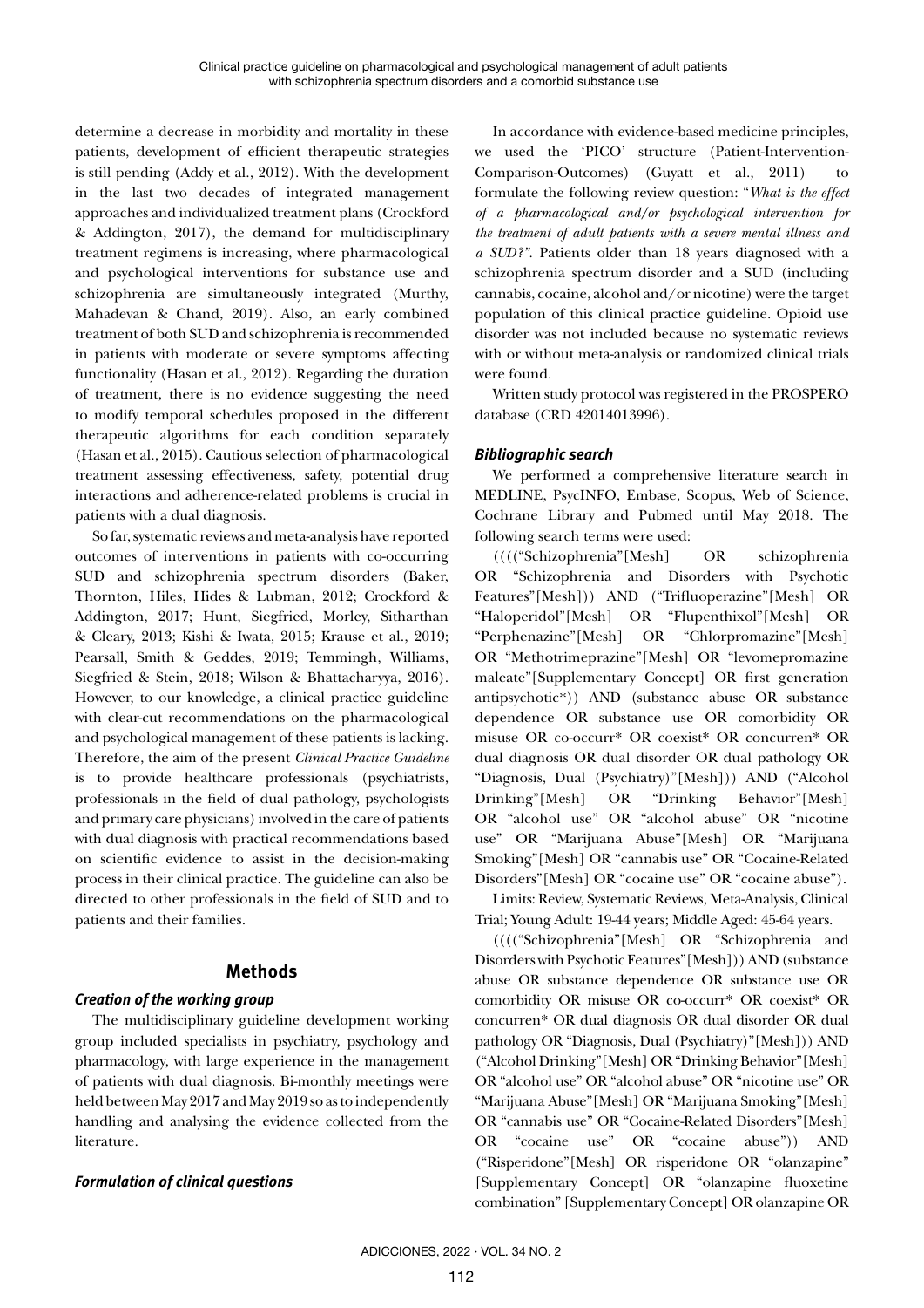determine a decrease in morbidity and mortality in these patients, development of efficient therapeutic strategies is still pending (Addy et al., 2012). With the development in the last two decades of integrated management approaches and individualized treatment plans (Crockford & Addington, 2017), the demand for multidisciplinary treatment regimens is increasing, where pharmacological and psychological interventions for substance use and schizophrenia are simultaneously integrated (Murthy, Mahadevan & Chand, 2019). Also, an early combined treatment of both SUD and schizophrenia is recommended in patients with moderate or severe symptoms affecting functionality (Hasan et al., 2012). Regarding the duration of treatment, there is no evidence suggesting the need to modify temporal schedules proposed in the different therapeutic algorithms for each condition separately (Hasan et al., 2015). Cautious selection of pharmacological treatment assessing effectiveness, safety, potential drug interactions and adherence-related problems is crucial in patients with a dual diagnosis.

So far, systematic reviews and meta-analysis have reported outcomes of interventions in patients with co-occurring SUD and schizophrenia spectrum disorders (Baker, Thornton, Hiles, Hides & Lubman, 2012; Crockford & Addington, 2017; Hunt, Siegfried, Morley, Sitharthan & Cleary, 2013; Kishi & Iwata, 2015; Krause et al., 2019; Pearsall, Smith & Geddes, 2019; Temmingh, Williams, Siegfried & Stein, 2018; Wilson & Bhattacharyya, 2016). However, to our knowledge, a clinical practice guideline with clear-cut recommendations on the pharmacological and psychological management of these patients is lacking. Therefore, the aim of the present *Clinical Practice Guideline* is to provide healthcare professionals (psychiatrists, professionals in the field of dual pathology, psychologists and primary care physicians) involved in the care of patients with dual diagnosis with practical recommendations based on scientific evidence to assist in the decision-making process in their clinical practice. The guideline can also be directed to other professionals in the field of SUD and to patients and their families.

## Methods

### Creation of the working group

The multidisciplinary guideline development working group included specialists in psychiatry, psychology and pharmacology, with large experience in the management of patients with dual diagnosis. Bi-monthly meetings were held between May 2017 and May 2019 so as to independently handling and analysing the evidence collected from the literature.

### Formulation of clinical questions

In accordance with evidence-based medicine principles, we used the 'PICO' structure (Patient-Intervention-Comparison-Outcomes) (Guyatt et al., 2011) to formulate the following review question: "*What is the effect of a pharmacological and/or psychological intervention for the treatment of adult patients with a severe mental illness and a SUD?"*. Patients older than 18 years diagnosed with a schizophrenia spectrum disorder and a SUD (including cannabis, cocaine, alcohol and/or nicotine) were the target population of this clinical practice guideline. Opioid use disorder was not included because no systematic reviews with or without meta-analysis or randomized clinical trials were found.

Written study protocol was registered in the PROSPERO database (CRD 42014013996).

### Bibliographic search

We performed a comprehensive literature search in MEDLINE, PsycINFO, Embase, Scopus, Web of Science, Cochrane Library and Pubmed until May 2018. The following search terms were used:

(((("Schizophrenia"[Mesh] OR schizophrenia OR "Schizophrenia and Disorders with Psychotic Features"[Mesh])) AND ("Trifluoperazine"[Mesh] OR "Haloperidol"[Mesh] OR "Flupenthixol"[Mesh] OR "Perphenazine"[Mesh] OR "Chlorpromazine"[Mesh] OR "Methotrimeprazine"[Mesh] OR "levomepromazine maleate"[Supplementary Concept] OR first generation antipsychotic*)) AND (substance abuse OR substance dependence OR substance use OR comorbidity OR misuse OR co-occurr* OR coexist* OR concurren* OR dual diagnosis OR dual disorder OR dual pathology OR "Diagnosis, Dual (Psychiatry)"[Mesh])) AND ("Alcohol Drinking"[Mesh] OR "Drinking Behavior"[Mesh] OR "alcohol use" OR "alcohol abuse" OR "nicotine use" OR "Marijuana Abuse"[Mesh] OR "Marijuana Smoking"[Mesh] OR "cannabis use" OR "Cocaine-Related Disorders"[Mesh] OR "cocaine use" OR "cocaine abuse").

Limits: Review, Systematic Reviews, Meta-Analysis, Clinical Trial; Young Adult: 19-44 years; Middle Aged: 45-64 years.

(((("Schizophrenia"[Mesh] OR "Schizophrenia and Disorders with Psychotic Features"[Mesh])) AND (substance abuse OR substance dependence OR substance use OR comorbidity OR misuse OR co-occurr* OR coexist* OR concurren* OR dual diagnosis OR dual disorder OR dual pathology OR "Diagnosis, Dual (Psychiatry)"[Mesh])) AND ("Alcohol Drinking"[Mesh] OR "Drinking Behavior"[Mesh] OR "alcohol use" OR "alcohol abuse" OR "nicotine use" OR "Marijuana Abuse"[Mesh] OR "Marijuana Smoking"[Mesh] OR "cannabis use" OR "Cocaine-Related Disorders"[Mesh] OR "cocaine use" OR "cocaine abuse")) AND ("Risperidone"[Mesh] OR risperidone OR "olanzapine" [Supplementary Concept] OR "olanzapine fluoxetine combination" [Supplementary Concept] OR olanzapine OR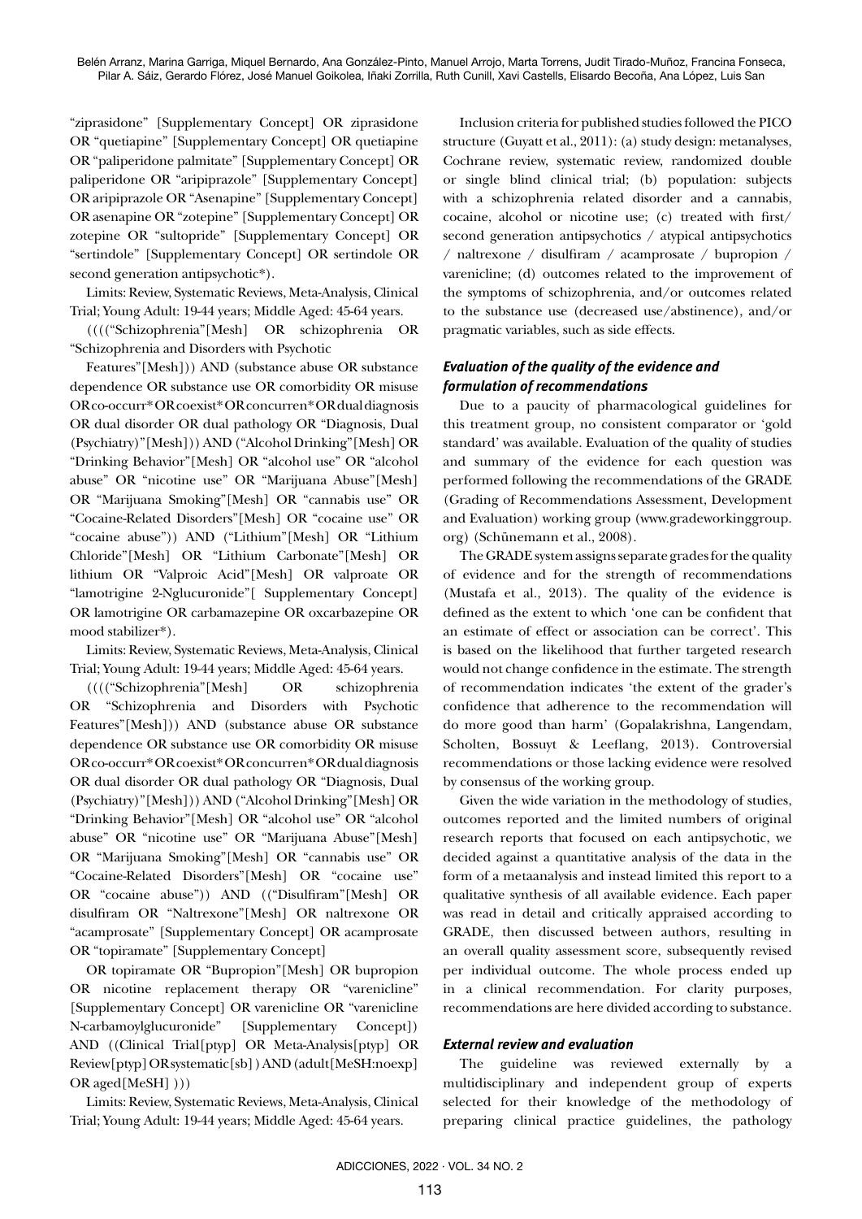"ziprasidone" [Supplementary Concept] OR ziprasidone OR "quetiapine" [Supplementary Concept] OR quetiapine OR "paliperidone palmitate" [Supplementary Concept] OR paliperidone OR "aripiprazole" [Supplementary Concept] OR aripiprazole OR "Asenapine" [Supplementary Concept] OR asenapine OR "zotepine" [Supplementary Concept] OR zotepine OR "sultopride" [Supplementary Concept] OR "sertindole" [Supplementary Concept] OR sertindole OR second generation antipsychotic*).

Limits: Review, Systematic Reviews, Meta-Analysis, Clinical Trial; Young Adult: 19-44 years; Middle Aged: 45-64 years.

(((("Schizophrenia"[Mesh] OR schizophrenia OR "Schizophrenia and Disorders with Psychotic Features"[Mesh])) AND (substance abuse OR substance dependence OR substance use OR comorbidity OR misuse OR co-occurr* OR coexist* OR concurren* OR dual diagnosis OR dual disorder OR dual pathology OR "Diagnosis, Dual (Psychiatry)"[Mesh])) AND ("Alcohol Drinking"[Mesh] OR "Drinking Behavior"[Mesh] OR "alcohol use" OR "alcohol abuse" OR "nicotine use" OR "Marijuana Abuse"[Mesh] OR "Marijuana Smoking"[Mesh] OR "cannabis use" OR "Cocaine-Related Disorders"[Mesh] OR "cocaine use" OR "cocaine abuse")) AND ("Lithium"[Mesh] OR "Lithium Chloride"[Mesh] OR "Lithium Carbonate"[Mesh] OR lithium OR "Valproic Acid"[Mesh] OR valproate OR "lamotrigine 2-Nglucuronide"[ Supplementary Concept] OR lamotrigine OR carbamazepine OR oxcarbazepine OR mood stabilizer*).

Limits: Review, Systematic Reviews, Meta-Analysis, Clinical Trial; Young Adult: 19-44 years; Middle Aged: 45-64 years.

(((("Schizophrenia"[Mesh] OR schizophrenia OR "Schizophrenia and Disorders with Psychotic Features"[Mesh])) AND (substance abuse OR substance dependence OR substance use OR comorbidity OR misuse OR co-occurr* OR coexist* OR concurren* OR dual diagnosis OR dual disorder OR dual pathology OR "Diagnosis, Dual (Psychiatry)"[Mesh])) AND ("Alcohol Drinking"[Mesh] OR "Drinking Behavior"[Mesh] OR "alcohol use" OR "alcohol abuse" OR "nicotine use" OR "Marijuana Abuse"[Mesh] OR "Marijuana Smoking"[Mesh] OR "cannabis use" OR "Cocaine-Related Disorders"[Mesh] OR "cocaine use" OR "cocaine abuse")) AND (("Disulfiram"[Mesh] OR disulfiram OR "Naltrexone"[Mesh] OR naltrexone OR "acamprosate" [Supplementary Concept] OR acamprosate OR "topiramate" [Supplementary Concept]

OR topiramate OR "Bupropion"[Mesh] OR bupropion OR nicotine replacement therapy OR "varenicline" [Supplementary Concept] OR varenicline OR "varenicline N-carbamoylglucuronide" [Supplementary Concept]) AND ((Clinical Trial[ptyp] OR Meta-Analysis[ptyp] OR Review[ptyp] OR systematic[sb] ) AND (adult[MeSH:noexp] OR aged[MeSH] )))

Limits: Review, Systematic Reviews, Meta-Analysis, Clinical Trial; Young Adult: 19-44 years; Middle Aged: 45-64 years.

Inclusion criteria for published studies followed the PICO structure (Guyatt et al., 2011): (a) study design: metanalyses, Cochrane review, systematic review, randomized double or single blind clinical trial; (b) population: subjects with a schizophrenia related disorder and a cannabis, cocaine, alcohol or nicotine use; (c) treated with first/ second generation antipsychotics / atypical antipsychotics / naltrexone / disulfiram / acamprosate / bupropion / varenicline; (d) outcomes related to the improvement of the symptoms of schizophrenia, and/or outcomes related to the substance use (decreased use/abstinence), and/or pragmatic variables, such as side effects.

### *Evaluation of the quality of the evidence and formulation of recommendations*

Due to a paucity of pharmacological guidelines for this treatment group, no consistent comparator or 'gold standard' was available. Evaluation of the quality of studies and summary of the evidence for each question was performed following the recommendations of the GRADE (Grading of Recommendations Assessment, Development and Evaluation) working group (www.gradeworkinggroup.org) (Schünemann et al., 2008).

The GRADE system assigns separate grades for the quality of evidence and for the strength of recommendations (Mustafa et al., 2013). The quality of the evidence is defined as the extent to which 'one can be confident that an estimate of effect or association can be correct'. This is based on the likelihood that further targeted research would not change confidence in the estimate. The strength of recommendation indicates 'the extent of the grader's confidence that adherence to the recommendation will do more good than harm' (Gopalakrishna, Langendam, Scholten, Bossuyt & Leeflang, 2013). Controversial recommendations or those lacking evidence were resolved by consensus of the working group.

Given the wide variation in the methodology of studies, outcomes reported and the limited numbers of original research reports that focused on each antipsychotic, we decided against a quantitative analysis of the data in the form of a metaanalysis and instead limited this report to a qualitative synthesis of all available evidence. Each paper was read in detail and critically appraised according to GRADE, then discussed between authors, resulting in an overall quality assessment score, subsequently revised per individual outcome. The whole process ended up in a clinical recommendation. For clarity purposes, recommendations are here divided according to substance.

### *External review and evaluation*

The guideline was reviewed externally by a multidisciplinary and independent group of experts selected for their knowledge of the methodology of preparing clinical practice guidelines, the pathology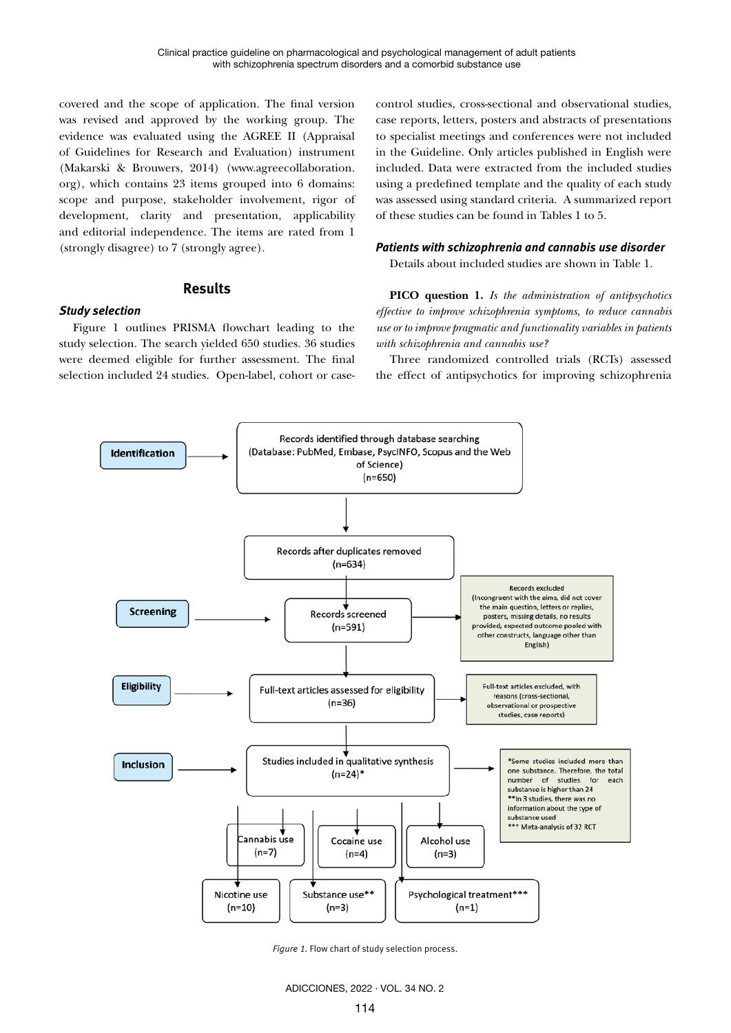covered and the scope of application. The final version was revised and approved by the working group. The evidence was evaluated using the AGREE II (Appraisal of Guidelines for Research and Evaluation) instrument (Makarski & Brouwers, 2014) (www.agreecollaboration.org), which contains 23 items grouped into 6 domains: scope and purpose, stakeholder involvement, rigor of development, clarity and presentation, applicability and editorial independence. The items are rated from 1 (strongly disagree) to 7 (strongly agree).

## Results

### Study selection

Figure 1 outlines PRISMA flowchart leading to the study selection. The search yielded 650 studies. 36 studies were deemed eligible for further assessment. The final selection included 24 studies. Open-label, cohort or case-control studies, cross-sectional and observational studies, case reports, letters, posters and abstracts of presentations to specialist meetings and conferences were not included in the Guideline. Only articles published in English were included. Data were extracted from the included studies using a predefined template and the quality of each study was assessed using standard criteria. A summarized report of these studies can be found in Tables 1 to 5.

### Patients with schizophrenia and cannabis use disorder

Details about included studies are shown in Table 1.

**PICO question 1.** *Is the administration of antipsychotics effective to improve schizophrenia symptoms, to reduce cannabis use or to improve pragmatic and functionality variables in patients with schizophrenia and cannabis use?*

Three randomized controlled trials (RCTs) assessed the effect of antipsychotics for improving schizophrenia

Identification → Records identified through database searching (Database: PubMed, Embase, PsycINFO, Scopus and the Web of Science) (n=650)

Records after duplicates removed (n=634)

Screening → Records screened (n=591) → Records excluded (Incongruent with the aims, did not cover the main question, letters or replies, posters, missing details, no results provided, expected outcome pooled with other constructs, language other than English)

Eligibility → Full-text articles assessed for eligibility (n=36) → Full-text articles excluded, with reasons (cross-sectional, observational or prospective studies, case reports)

Inclusion → Studies included in qualitative synthesis (n=24)* → *Some studies included more than one substance. Therefore, the total number of studies for each substance is higher than 24; **In 3 studies, there was no information about the type of substance used; *** Meta-analysis of 32 RCT

Cannabis use (n=7); Cocaine use (n=4); Alcohol use (n=3); Nicotine use (n=10); Substance use** (n=3); Psychological treatment*** (n=1)

*Figure 1.* Flow chart of study selection process.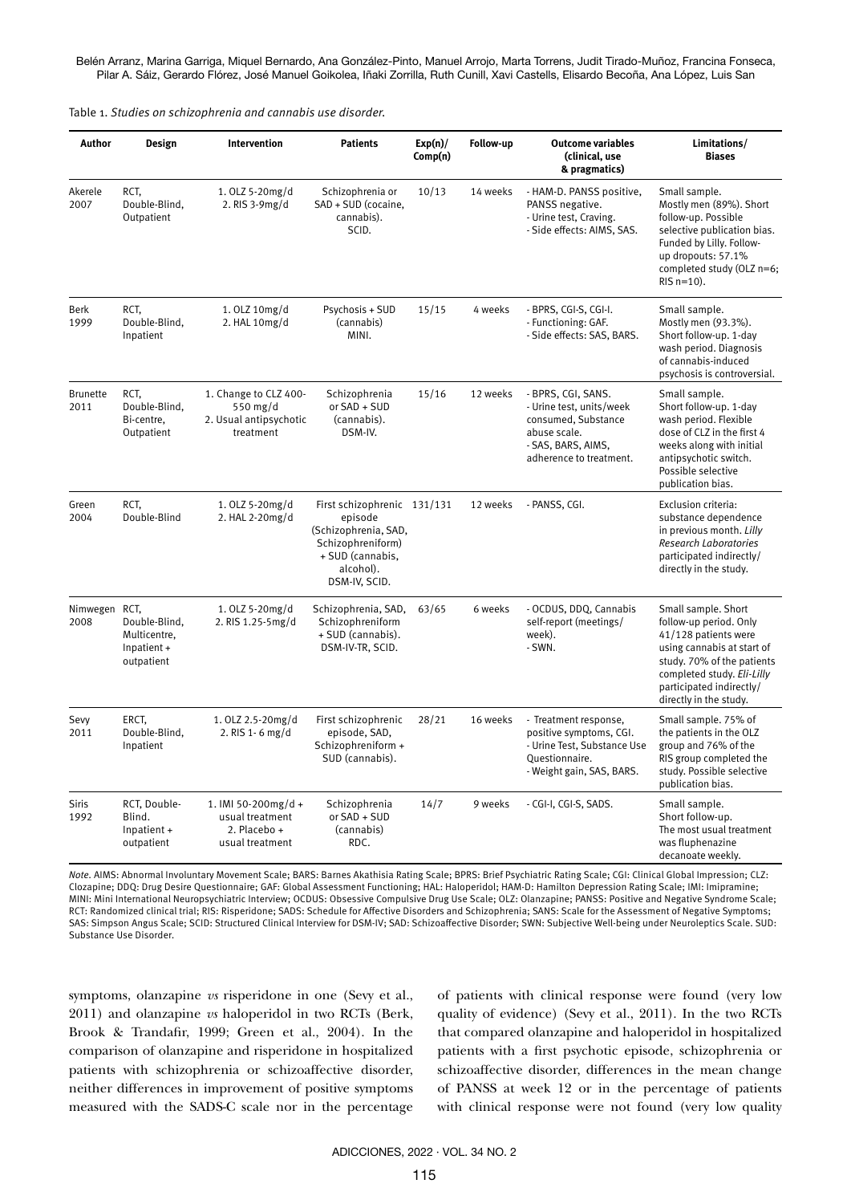Table 1. *Studies on schizophrenia and cannabis use disorder.*

| Author | Design | Intervention | Patients | Exp(n)/ Comp(n) | Follow-up | Outcome variables (clinical, use & pragmatics) | Limitations/ Biases |
|---|---|---|---|---|---|---|---|
| Akerele 2007 | RCT, Double-Blind, Outpatient | 1. OLZ 5-20mg/d 2. RIS 3-9mg/d | Schizophrenia or SAD + SUD (cocaine, cannabis). SCID. | 10/13 | 14 weeks | - HAM-D. PANSS positive, PANSS negative. - Urine test, Craving. - Side effects: AIMS, SAS. | Small sample. Mostly men (89%). Short follow-up. Possible selective publication bias. Funded by Lilly. Follow-up dropouts: 57.1% completed study (OLZ n=6; RIS n=10). |
| Berk 1999 | RCT, Double-Blind, Inpatient | 1. OLZ 10mg/d 2. HAL 10mg/d | Psychosis + SUD (cannabis) MINI. | 15/15 | 4 weeks | - BPRS, CGI-S, CGI-I. - Functioning: GAF. - Side effects: SAS, BARS. | Small sample. Mostly men (93.3%). Short follow-up. 1-day wash period. Diagnosis of cannabis-induced psychosis is controversial. |
| Brunette 2011 | RCT, Double-Blind, Bi-centre, Outpatient | 1. Change to CLZ 400-550 mg/d 2. Usual antipsychotic treatment | Schizophrenia or SAD + SUD (cannabis). DSM-IV. | 15/16 | 12 weeks | - BPRS, CGI, SANS. - Urine test, units/week consumed, Substance abuse scale. - SAS, BARS, AIMS, adherence to treatment. | Small sample. Short follow-up. 1-day wash period. Flexible dose of CLZ in the first 4 weeks along with initial antipsychotic switch. Possible selective publication bias. |
| Green 2004 | RCT, Double-Blind | 1. OLZ 5-20mg/d 2. HAL 2-20mg/d | First schizophrenic episode (Schizophrenia, SAD, Schizophreniform) + SUD (cannabis, alcohol). DSM-IV, SCID. | 131/131 | 12 weeks | - PANSS, CGI. | Exclusion criteria: substance dependence in previous month. *Lilly Research Laboratories* participated indirectly/ directly in the study. |
| Nimwegen 2008 | RCT, Double-Blind, Multicentre, Inpatient + outpatient | 1. OLZ 5-20mg/d 2. RIS 1.25-5mg/d | Schizophrenia, SAD, Schizophreniform + SUD (cannabis). DSM-IV-TR, SCID. | 63/65 | 6 weeks | - OCDUS, DDQ, Cannabis self-report (meetings/ week). - SWN. | Small sample. Short follow-up period. Only 41/128 patients were using cannabis at start of study. 70% of the patients completed study. *Eli-Lilly* participated indirectly/ directly in the study. |
| Sevy 2011 | ERCT, Double-Blind, Inpatient | 1. OLZ 2.5-20mg/d 2. RIS 1- 6 mg/d | First schizophrenic episode, SAD, Schizophreniform + SUD (cannabis). | 28/21 | 16 weeks | - Treatment response, positive symptoms, CGI. - Urine Test, Substance Use Questionnaire. - Weight gain, SAS, BARS. | Small sample. 75% of the patients in the OLZ group and 76% of the RIS group completed the study. Possible selective publication bias. |
| Siris 1992 | RCT, Double-Blind. Inpatient + outpatient | 1. IMI 50-200mg/d + usual treatment 2. Placebo + usual treatment | Schizophrenia or SAD + SUD (cannabis) RDC. | 14/7 | 9 weeks | - CGI-I, CGI-S, SADS. | Small sample. Short follow-up. The most usual treatment was fluphenazine decanoate weekly. |

*Note*. AIMS: Abnormal Involuntary Movement Scale; BARS: Barnes Akathisia Rating Scale; BPRS: Brief Psychiatric Rating Scale; CGI: Clinical Global Impression; CLZ: Clozapine; DDQ: Drug Desire Questionnaire; GAF: Global Assessment Functioning; HAL: Haloperidol; HAM-D: Hamilton Depression Rating Scale; IMI: Imipramine; MINI: Mini International Neuropsychiatric Interview; OCDUS: Obsessive Compulsive Drug Use Scale; OLZ: Olanzapine; PANSS: Positive and Negative Syndrome Scale; RCT: Randomized clinical trial; RIS: Risperidone; SADS: Schedule for Affective Disorders and Schizophrenia; SANS: Scale for the Assessment of Negative Symptoms; SAS: Simpson Angus Scale; SCID: Structured Clinical Interview for DSM-IV; SAD: Schizoaffective Disorder; SWN: Subjective Well-being under Neuroleptics Scale. SUD: Substance Use Disorder.

symptoms, olanzapine *vs* risperidone in one (Sevy et al., 2011) and olanzapine *vs* haloperidol in two RCTs (Berk, Brook & Trandafir, 1999; Green et al., 2004). In the comparison of olanzapine and risperidone in hospitalized patients with schizophrenia or schizoaffective disorder, neither differences in improvement of positive symptoms measured with the SADS-C scale nor in the percentage of patients with clinical response were found (very low quality of evidence) (Sevy et al., 2011). In the two RCTs that compared olanzapine and haloperidol in hospitalized patients with a first psychotic episode, schizophrenia or schizoaffective disorder, differences in the mean change of PANSS at week 12 or in the percentage of patients with clinical response were not found (very low quality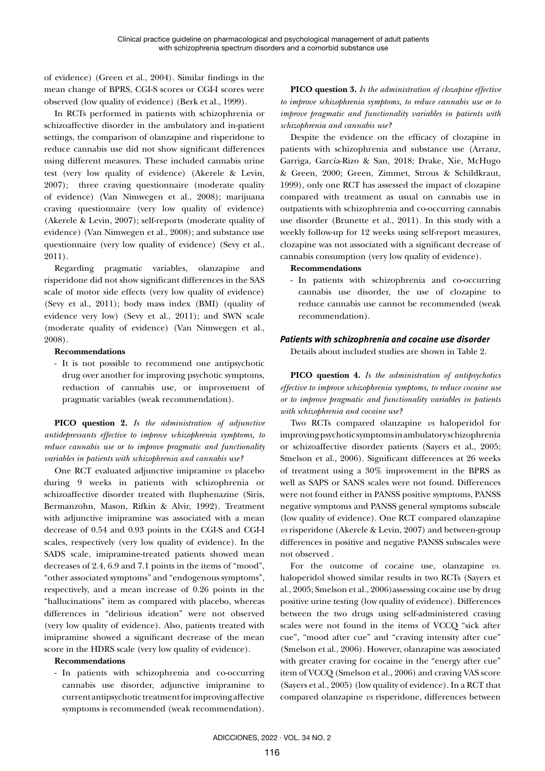of evidence) (Green et al., 2004). Similar findings in the mean change of BPRS, CGI-S scores or CGI-I scores were observed (low quality of evidence) (Berk et al., 1999).

In RCTs performed in patients with schizophrenia or schizoaffective disorder in the ambulatory and in-patient settings, the comparison of olanzapine and risperidone to reduce cannabis use did not show significant differences using different measures. These included cannabis urine test (very low quality of evidence) (Akerele & Levin, 2007); three craving questionnaire (moderate quality of evidence) (Van Nimwegen et al., 2008); marijuana craving questionnaire (very low quality of evidence) (Akerele & Levin, 2007); self-reports (moderate quality of evidence) (Van Nimwegen et al., 2008); and substance use questionnaire (very low quality of evidence) (Sevy et al., 2011).

Regarding pragmatic variables, olanzapine and risperidone did not show significant differences in the SAS scale of motor side effects (very low quality of evidence) (Sevy et al., 2011); body mass index (BMI) (quality of evidence very low) (Sevy et al., 2011); and SWN scale (moderate quality of evidence) (Van Nimwegen et al., 2008).

**Recommendations**

- It is not possible to recommend one antipsychotic drug over another for improving psychotic symptoms, reduction of cannabis use, or improvement of pragmatic variables (weak recommendation).

**PICO question 2.** *Is the administration of adjunctive antidepressants effective to improve schizophrenia symptoms, to reduce cannabis use or to improve pragmatic and functionality variables in patients with schizophrenia and cannabis use?*

One RCT evaluated adjunctive imipramine *vs* placebo during 9 weeks in patients with schizophrenia or schizoaffective disorder treated with fluphenazine (Siris, Bermanzohn, Mason, Rifkin & Alvir, 1992). Treatment with adjunctive imipramine was associated with a mean decrease of 0.54 and 0.93 points in the CGI-S and CGI-I scales, respectively (very low quality of evidence). In the SADS scale, imipramine-treated patients showed mean decreases of 2.4, 6.9 and 7.1 points in the items of "mood", "other associated symptoms" and "endogenous symptoms", respectively, and a mean increase of 0.26 points in the "hallucinations" item as compared with placebo, whereas differences in "delirious ideation" were not observed (very low quality of evidence). Also, patients treated with imipramine showed a significant decrease of the mean score in the HDRS scale (very low quality of evidence).

**Recommendations**

- In patients with schizophrenia and co-occurring cannabis use disorder, adjunctive imipramine to current antipsychotic treatment for improving affective symptoms is recommended (weak recommendation).

**PICO question 3.** *Is the administration of clozapine effective to improve schizophrenia symptoms, to reduce cannabis use or to improve pragmatic and functionality variables in patients with schizophrenia and cannabis use?*

Despite the evidence on the efficacy of clozapine in patients with schizophrenia and substance use (Arranz, Garriga, García-Rizo & San, 2018; Drake, Xie, McHugo & Green, 2000; Green, Zimmet, Strous & Schildkraut, 1999), only one RCT has assessed the impact of clozapine compared with treatment as usual on cannabis use in outpatients with schizophrenia and co-occurring cannabis use disorder (Brunette et al., 2011). In this study with a weekly follow-up for 12 weeks using self-report measures, clozapine was not associated with a significant decrease of cannabis consumption (very low quality of evidence).

**Recommendations**

- In patients with schizophrenia and co-occurring cannabis use disorder, the use of clozapine to reduce cannabis use cannot be recommended (weak recommendation).

### *Patients with schizophrenia and cocaine use disorder*

Details about included studies are shown in Table 2.

**PICO question 4.** *Is the administration of antipsychotics effective to improve schizophrenia symptoms, to reduce cocaine use or to improve pragmatic and functionality variables in patients with schizophrenia and cocaine use?*

Two RCTs compared olanzapine *vs* haloperidol for improving psychotic symptoms in ambulatory schizophrenia or schizoaffective disorder patients (Sayers et al., 2005; Smelson et al., 2006). Significant differences at 26 weeks of treatment using a 30% improvement in the BPRS as well as SAPS or SANS scales were not found. Differences were not found either in PANSS positive symptoms, PANSS negative symptoms and PANSS general symptoms subscale (low quality of evidence). One RCT compared olanzapine *vs* risperidone (Akerele & Levin, 2007) and between-group differences in positive and negative PANSS subscales were not observed .

For the outcome of cocaine use, olanzapine *vs.* haloperidol showed similar results in two RCTs (Sayers et al., 2005; Smelson et al., 2006)assessing cocaine use by drug positive urine testing (low quality of evidence). Differences between the two drugs using self-administered craving scales were not found in the items of VCCQ "sick after cue", "mood after cue" and "craving intensity after cue" (Smelson et al., 2006). However, olanzapine was associated with greater craving for cocaine in the "energy after cue" item of VCCQ (Smelson et al., 2006) and craving VAS score (Sayers et al., 2005) (low quality of evidence). In a RCT that compared olanzapine *vs* risperidone, differences between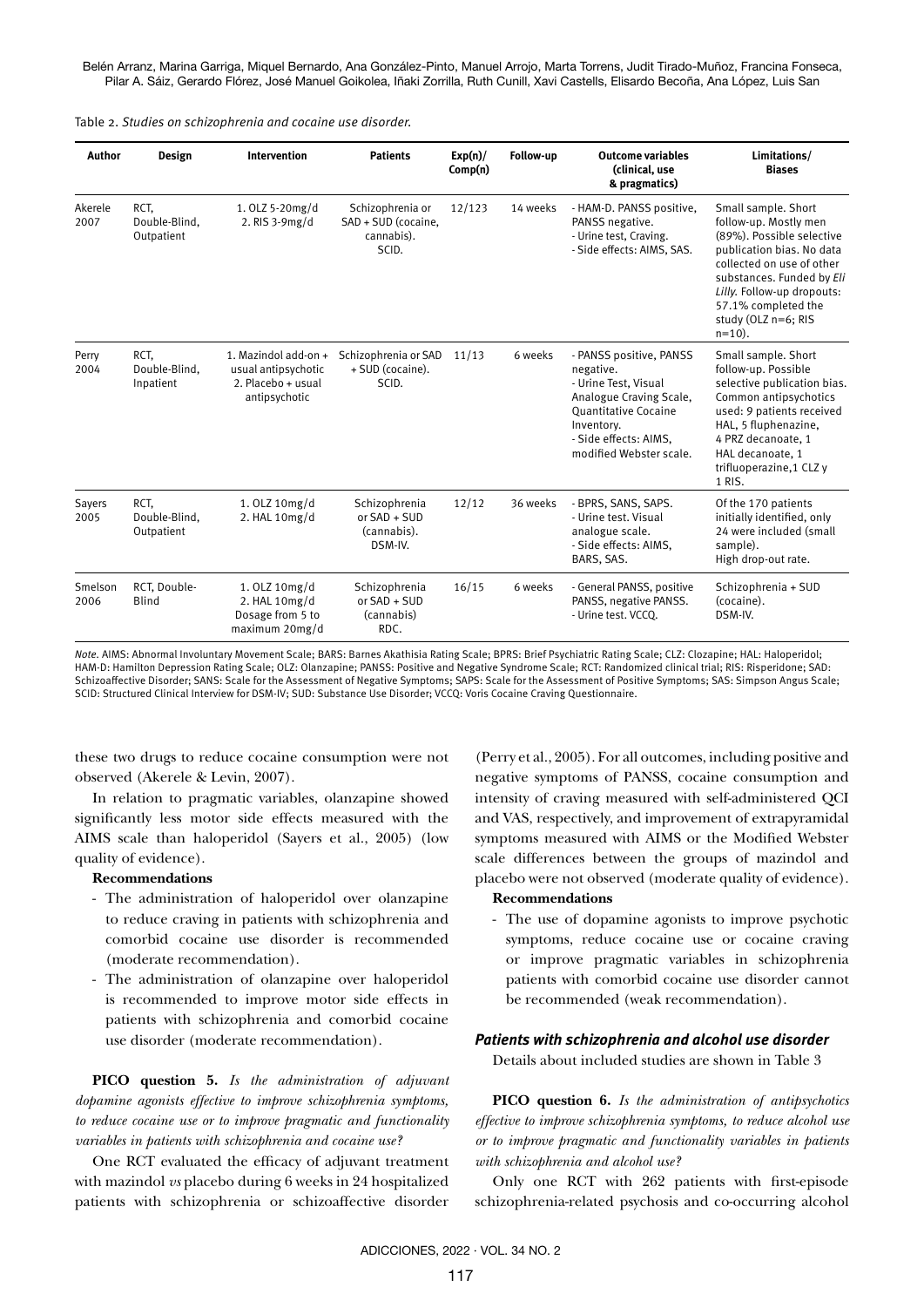Table 2. *Studies on schizophrenia and cocaine use disorder.*

| Author | Design | Intervention | Patients | Exp(n)/ Comp(n) | Follow-up | Outcome variables (clinical, use & pragmatics) | Limitations/ Biases |
|---|---|---|---|---|---|---|---|
| Akerele 2007 | RCT, Double-Blind, Outpatient | 1. OLZ 5-20mg/d 2. RIS 3-9mg/d | Schizophrenia or SAD + SUD (cocaine, cannabis). SCID. | 12/123 | 14 weeks | - HAM-D. PANSS positive, PANSS negative. - Urine test, Craving. - Side effects: AIMS, SAS. | Small sample. Short follow-up. Mostly men (89%). Possible selective publication bias. No data collected on use of other substances. Funded by *Eli Lilly*. Follow-up dropouts: 57.1% completed the study (OLZ n=6; RIS n=10). |
| Perry 2004 | RCT, Double-Blind, Inpatient | 1. Mazindol add-on + usual antipsychotic 2. Placebo + usual antipsychotic | Schizophrenia or SAD + SUD (cocaine). SCID. | 11/13 | 6 weeks | - PANSS positive, PANSS negative. - Urine Test, Visual Analogue Craving Scale, Quantitative Cocaine Inventory. - Side effects: AIMS, modified Webster scale. | Small sample. Short follow-up. Possible selective publication bias. Common antipsychotics used: 9 patients received HAL, 5 fluphenazine, 4 PRZ decanoate, 1 HAL decanoate, 1 trifluoperazine,1 CLZ y 1 RIS. |
| Sayers 2005 | RCT, Double-Blind, Outpatient | 1. OLZ 10mg/d 2. HAL 10mg/d | Schizophrenia or SAD + SUD (cannabis). DSM-IV. | 12/12 | 36 weeks | - BPRS, SANS, SAPS. - Urine test. Visual analogue scale. - Side effects: AIMS, BARS, SAS. | Of the 170 patients initially identified, only 24 were included (small sample). High drop-out rate. |
| Smelson 2006 | RCT, Double-Blind | 1. OLZ 10mg/d 2. HAL 10mg/d Dosage from 5 to maximum 20mg/d | Schizophrenia or SAD + SUD (cannabis) RDC. | 16/15 | 6 weeks | - General PANSS, positive PANSS, negative PANSS. - Urine test. VCCQ. | Schizophrenia + SUD (cocaine). DSM-IV. |

*Note.* AIMS: Abnormal Involuntary Movement Scale; BARS: Barnes Akathisia Rating Scale; BPRS: Brief Psychiatric Rating Scale; CLZ: Clozapine; HAL: Haloperidol; HAM-D: Hamilton Depression Rating Scale; OLZ: Olanzapine; PANSS: Positive and Negative Syndrome Scale; RCT: Randomized clinical trial; RIS: Risperidone; SAD: Schizoaffective Disorder; SANS: Scale for the Assessment of Negative Symptoms; SAPS: Scale for the Assessment of Positive Symptoms; SAS: Simpson Angus Scale; SCID: Structured Clinical Interview for DSM-IV; SUD: Substance Use Disorder; VCCQ: Voris Cocaine Craving Questionnaire.

these two drugs to reduce cocaine consumption were not observed (Akerele & Levin, 2007).

In relation to pragmatic variables, olanzapine showed significantly less motor side effects measured with the AIMS scale than haloperidol (Sayers et al., 2005) (low quality of evidence).

**Recommendations**

- The administration of haloperidol over olanzapine to reduce craving in patients with schizophrenia and comorbid cocaine use disorder is recommended (moderate recommendation).
- The administration of olanzapine over haloperidol is recommended to improve motor side effects in patients with schizophrenia and comorbid cocaine use disorder (moderate recommendation).

**PICO question 5.** *Is the administration of adjuvant dopamine agonists effective to improve schizophrenia symptoms, to reduce cocaine use or to improve pragmatic and functionality variables in patients with schizophrenia and cocaine use?*

One RCT evaluated the efficacy of adjuvant treatment with mazindol *vs* placebo during 6 weeks in 24 hospitalized patients with schizophrenia or schizoaffective disorder (Perry et al., 2005). For all outcomes, including positive and negative symptoms of PANSS, cocaine consumption and intensity of craving measured with self-administered QCI and VAS, respectively, and improvement of extrapyramidal symptoms measured with AIMS or the Modified Webster scale differences between the groups of mazindol and placebo were not observed (moderate quality of evidence).

**Recommendations**

- The use of dopamine agonists to improve psychotic symptoms, reduce cocaine use or cocaine craving or improve pragmatic variables in schizophrenia patients with comorbid cocaine use disorder cannot be recommended (weak recommendation).

### *Patients with schizophrenia and alcohol use disorder*

Details about included studies are shown in Table 3

**PICO question 6.** *Is the administration of antipsychotics effective to improve schizophrenia symptoms, to reduce alcohol use or to improve pragmatic and functionality variables in patients with schizophrenia and alcohol use?*

Only one RCT with 262 patients with first-episode schizophrenia-related psychosis and co-occurring alcohol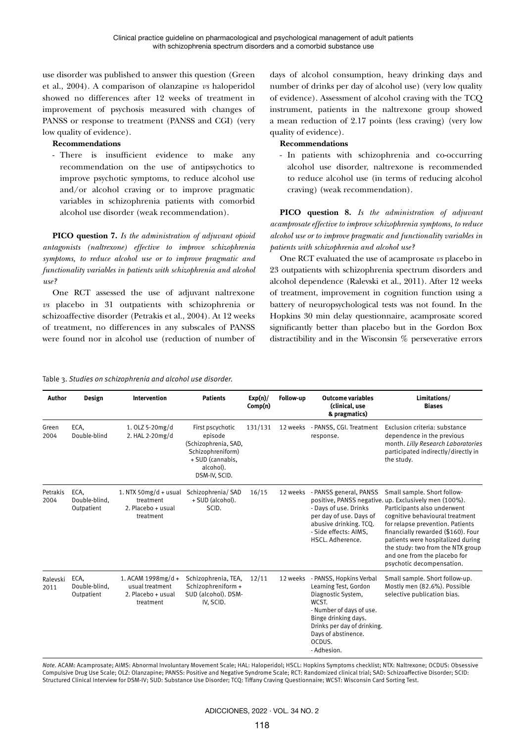use disorder was published to answer this question (Green et al., 2004). A comparison of olanzapine *vs* haloperidol showed no differences after 12 weeks of treatment in improvement of psychosis measured with changes of PANSS or response to treatment (PANSS and CGI) (very low quality of evidence).

**Recommendations**

- There is insufficient evidence to make any recommendation on the use of antipsychotics to improve psychotic symptoms, to reduce alcohol use and/or alcohol craving or to improve pragmatic variables in schizophrenia patients with comorbid alcohol use disorder (weak recommendation).

**PICO question 7.** *Is the administration of adjuvant opioid antagonists (naltrexone) effective to improve schizophrenia symptoms, to reduce alcohol use or to improve pragmatic and functionality variables in patients with schizophrenia and alcohol use?*

One RCT assessed the use of adjuvant naltrexone *vs* placebo in 31 outpatients with schizophrenia or schizoaffective disorder (Petrakis et al., 2004). At 12 weeks of treatment, no differences in any subscales of PANSS were found nor in alcohol use (reduction of number of days of alcohol consumption, heavy drinking days and number of drinks per day of alcohol use) (very low quality of evidence). Assessment of alcohol craving with the TCQ instrument, patients in the naltrexone group showed a mean reduction of 2.17 points (less craving) (very low quality of evidence).

**Recommendations**

- In patients with schizophrenia and co-occurring alcohol use disorder, naltrexone is recommended to reduce alcohol use (in terms of reducing alcohol craving) (weak recommendation).

**PICO question 8.** *Is the administration of adjuvant acamprosate effective to improve schizophrenia symptoms, to reduce alcohol use or to improve pragmatic and functionality variables in patients with schizophrenia and alcohol use?*

One RCT evaluated the use of acamprosate *vs* placebo in 23 outpatients with schizophrenia spectrum disorders and alcohol dependence (Ralevski et al., 2011). After 12 weeks of treatment, improvement in cognition function using a battery of neuropsychological tests was not found. In the Hopkins 30 min delay questionnaire, acamprosate scored significantly better than placebo but in the Gordon Box distractibility and in the Wisconsin % perseverative errors

Table 3. *Studies on schizophrenia and alcohol use disorder.*

| Author | Design | Intervention | Patients | Exp(n)/ Comp(n) | Follow-up | Outcome variables (clinical, use & pragmatics) | Limitations/ Biases |
|---|---|---|---|---|---|---|---|
| Green 2004 | ECA, Double-blind | 1. OLZ 5-20mg/d<br>2. HAL 2-20mg/d | First pscychotic episode (Schizophrenia, SAD, Schizophreniform) + SUD (cannabis, alcohol). DSM-IV, SCID. | 131/131 | 12 weeks | - PANSS, CGI. Treatment response. | Exclusion criteria: substance dependence in the previous month. *Lilly Research Laboratories* participated indirectly/directly in the study. |
| Petrakis 2004 | ECA, Double-blind, Outpatient | 1. NTX 50mg/d + usual treatment<br>2. Placebo + usual treatment | Schizophrenia/ SAD + SUD (alcohol). SCID. | 16/15 | 12 weeks | - PANSS general, PANSS positive, PANSS negative.<br>- Days of use. Drinks per day of use. Days of abusive drinking. TCQ.<br>- Side effects: AIMS, HSCL. Adherence. | Small sample. Short follow-up. Exclusively men (100%). Participants also underwent cognitive behavioural treatment for relapse prevention. Patients financially rewarded ($160). Four patients were hospitalized during the study: two from the NTX group and one from the placebo for psychotic decompensation. |
| Ralevski 2011 | ECA, Double-blind, Outpatient | 1. ACAM 1998mg/d + usual treatment<br>2. Placebo + usual treatment | Schizophrenia, TEA, Schizophreniform + SUD (alcohol). DSM-IV, SCID. | 12/11 | 12 weeks | - PANSS, Hopkins Verbal Learning Test, Gordon Diagnostic System, WCST.<br>- Number of days of use. Binge drinking days. Drinks per day of drinking. Days of abstinence. OCDUS.<br>- Adhesion. | Small sample. Short follow-up. Mostly men (82.6%). Possible selective publication bias. |

*Note.* ACAM: Acamprosate; AIMS: Abnormal Involuntary Movement Scale; HAL: Haloperidol; HSCL: Hopkins Symptoms checklist; NTX: Naltrexone; OCDUS: Obsessive Compulsive Drug Use Scale; OLZ: Olanzapine; PANSS: Positive and Negative Syndrome Scale; RCT: Randomized clinical trial; SAD: Schizoaffective Disorder; SCID: Structured Clinical Interview for DSM-IV; SUD: Substance Use Disorder; TCQ: Tiffany Craving Questionnaire; WCST: Wisconsin Card Sorting Test.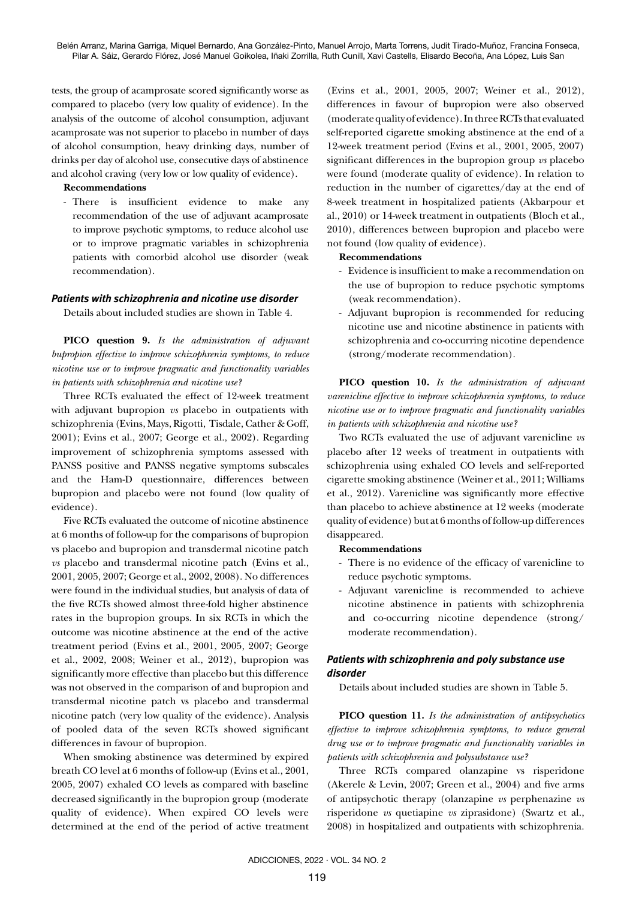tests, the group of acamprosate scored significantly worse as compared to placebo (very low quality of evidence). In the analysis of the outcome of alcohol consumption, adjuvant acamprosate was not superior to placebo in number of days of alcohol consumption, heavy drinking days, number of drinks per day of alcohol use, consecutive days of abstinence and alcohol craving (very low or low quality of evidence).

**Recommendations**

- There is insufficient evidence to make any recommendation of the use of adjuvant acamprosate to improve psychotic symptoms, to reduce alcohol use or to improve pragmatic variables in schizophrenia patients with comorbid alcohol use disorder (weak recommendation).

### *Patients with schizophrenia and nicotine use disorder*

Details about included studies are shown in Table 4.

**PICO question 9.** *Is the administration of adjuvant bupropion effective to improve schizophrenia symptoms, to reduce nicotine use or to improve pragmatic and functionality variables in patients with schizophrenia and nicotine use?*

Three RCTs evaluated the effect of 12-week treatment with adjuvant bupropion *vs* placebo in outpatients with schizophrenia (Evins, Mays, Rigotti, Tisdale, Cather & Goff, 2001); Evins et al., 2007; George et al., 2002). Regarding improvement of schizophrenia symptoms assessed with PANSS positive and PANSS negative symptoms subscales and the Ham-D questionnaire, differences between bupropion and placebo were not found (low quality of evidence).

Five RCTs evaluated the outcome of nicotine abstinence at 6 months of follow-up for the comparisons of bupropion vs placebo and bupropion and transdermal nicotine patch *vs* placebo and transdermal nicotine patch (Evins et al., 2001, 2005, 2007; George et al., 2002, 2008). No differences were found in the individual studies, but analysis of data of the five RCTs showed almost three-fold higher abstinence rates in the bupropion groups. In six RCTs in which the outcome was nicotine abstinence at the end of the active treatment period (Evins et al., 2001, 2005, 2007; George et al., 2002, 2008; Weiner et al., 2012), bupropion was significantly more effective than placebo but this difference was not observed in the comparison of and bupropion and transdermal nicotine patch vs placebo and transdermal nicotine patch (very low quality of the evidence). Analysis of pooled data of the seven RCTs showed significant differences in favour of bupropion.

When smoking abstinence was determined by expired breath CO level at 6 months of follow-up (Evins et al., 2001, 2005, 2007) exhaled CO levels as compared with baseline decreased significantly in the bupropion group (moderate quality of evidence). When expired CO levels were determined at the end of the period of active treatment (Evins et al., 2001, 2005, 2007; Weiner et al., 2012), differences in favour of bupropion were also observed (moderate quality of evidence). In three RCTs that evaluated self-reported cigarette smoking abstinence at the end of a 12-week treatment period (Evins et al., 2001, 2005, 2007) significant differences in the bupropion group *vs* placebo were found (moderate quality of evidence). In relation to reduction in the number of cigarettes/day at the end of 8-week treatment in hospitalized patients (Akbarpour et al., 2010) or 14-week treatment in outpatients (Bloch et al., 2010), differences between bupropion and placebo were not found (low quality of evidence).

**Recommendations**

- Evidence is insufficient to make a recommendation on the use of bupropion to reduce psychotic symptoms (weak recommendation).
- Adjuvant bupropion is recommended for reducing nicotine use and nicotine abstinence in patients with schizophrenia and co-occurring nicotine dependence (strong/moderate recommendation).

**PICO question 10.** *Is the administration of adjuvant varenicline effective to improve schizophrenia symptoms, to reduce nicotine use or to improve pragmatic and functionality variables in patients with schizophrenia and nicotine use?*

Two RCTs evaluated the use of adjuvant varenicline *vs* placebo after 12 weeks of treatment in outpatients with schizophrenia using exhaled CO levels and self-reported cigarette smoking abstinence (Weiner et al., 2011; Williams et al., 2012). Varenicline was significantly more effective than placebo to achieve abstinence at 12 weeks (moderate quality of evidence) but at 6 months of follow-up differences disappeared.

**Recommendations**

- There is no evidence of the efficacy of varenicline to reduce psychotic symptoms.
- Adjuvant varenicline is recommended to achieve nicotine abstinence in patients with schizophrenia and co-occurring nicotine dependence (strong/moderate recommendation).

### *Patients with schizophrenia and poly substance use disorder*

Details about included studies are shown in Table 5.

**PICO question 11.** *Is the administration of antipsychotics effective to improve schizophrenia symptoms, to reduce general drug use or to improve pragmatic and functionality variables in patients with schizophrenia and polysubstance use?*

Three RCTs compared olanzapine vs risperidone (Akerele & Levin, 2007; Green et al., 2004) and five arms of antipsychotic therapy (olanzapine *vs* perphenazine *vs* risperidone *vs* quetiapine *vs* ziprasidone) (Swartz et al., 2008) in hospitalized and outpatients with schizophrenia.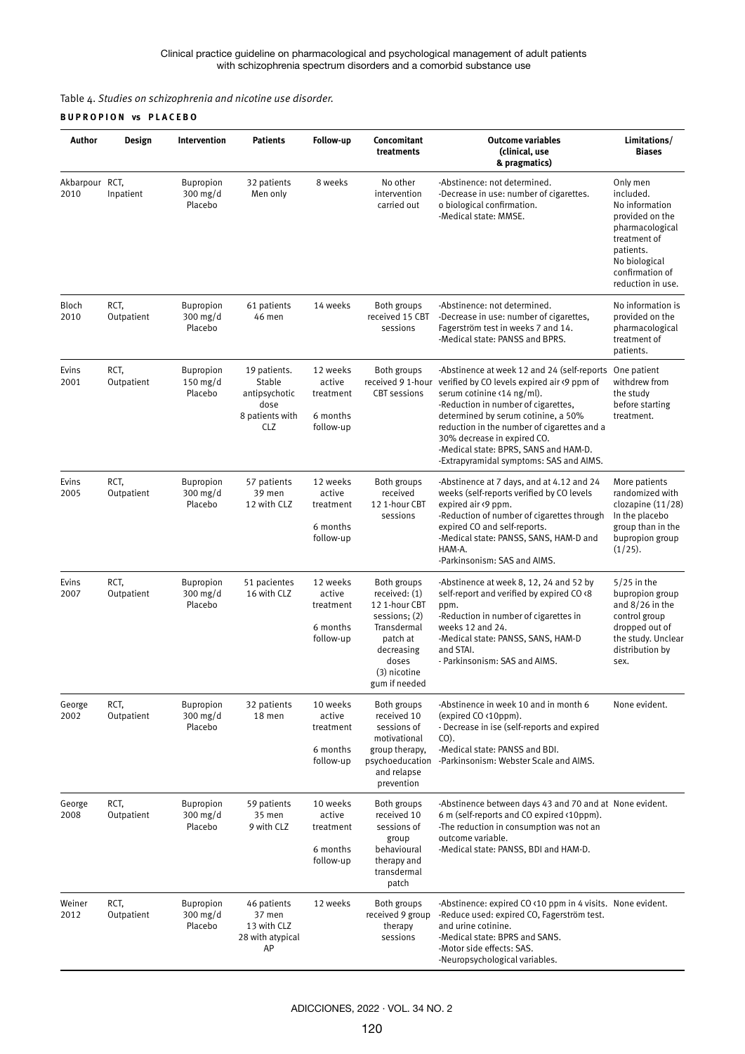Table 4. *Studies on schizophrenia and nicotine use disorder.*

**BUPROPION vs PLACEBO**

| Author | Design | Intervention | Patients | Follow-up | Concomitant treatments | Outcome variables (clinical, use & pragmatics) | Limitations/ Biases |
|---|---|---|---|---|---|---|---|
| Akbarpour 2010 | RCT, Inpatient | Bupropion 300 mg/d Placebo | 32 patients Men only | 8 weeks | No other intervention carried out | -Abstinence: not determined. -Decrease in use: number of cigarettes. o biological confirmation. -Medical state: MMSE. | Only men included. No information provided on the pharmacological treatment of patients. No biological confirmation of reduction in use. |
| Bloch 2010 | RCT, Outpatient | Bupropion 300 mg/d Placebo | 61 patients 46 men | 14 weeks | Both groups received 15 CBT sessions | -Abstinence: not determined. -Decrease in use: number of cigarettes, Fagerström test in weeks 7 and 14. -Medical state: PANSS and BPRS. | No information is provided on the pharmacological treatment of patients. |
| Evins 2001 | RCT, Outpatient | Bupropion 150 mg/d Placebo | 19 patients. Stable antipsychotic dose 8 patients with CLZ | 12 weeks active treatment 6 months follow-up | Both groups received 9 1-hour CBT sessions | -Abstinence at week 12 and 24 (self-reports verified by CO levels expired air <9 ppm of serum cotinine <14 ng/ml). -Reduction in number of cigarettes, determined by serum cotinine, a 50% reduction in the number of cigarettes and a 30% decrease in expired CO. -Medical state: BPRS, SANS and HAM-D. -Extrapyramidal symptoms: SAS and AIMS. | One patient withdrew from the study before starting treatment. |
| Evins 2005 | RCT, Outpatient | Bupropion 300 mg/d Placebo | 57 patients 39 men 12 with CLZ | 12 weeks active treatment 6 months follow-up | Both groups received 12 1-hour CBT sessions | -Abstinence at 7 days, and at 4.12 and 24 weeks (self-reports verified by CO levels expired air <9 ppm. -Reduction of number of cigarettes through expired CO and self-reports. -Medical state: PANSS, SANS, HAM-D and HAM-A. -Parkinsonism: SAS and AIMS. | More patients randomized with clozapine (11/28) In the placebo group than in the bupropion group (1/25). |
| Evins 2007 | RCT, Outpatient | Bupropion 300 mg/d Placebo | 51 pacientes 16 with CLZ | 12 weeks active treatment 6 months follow-up | Both groups received: (1) 12 1-hour CBT sessions; (2) Transdermal patch at decreasing doses (3) nicotine gum if needed | -Abstinence at week 8, 12, 24 and 52 by self-report and verified by expired CO <8 ppm. -Reduction in number of cigarettes in weeks 12 and 24. -Medical state: PANSS, SANS, HAM-D and STAI. - Parkinsonism: SAS and AIMS. | 5/25 in the bupropion group and 8/26 in the control group dropped out of the study. Unclear distribution by sex. |
| George 2002 | RCT, Outpatient | Bupropion 300 mg/d Placebo | 32 patients 18 men | 10 weeks active treatment 6 months follow-up | Both groups received 10 sessions of motivational group therapy, psychoeducation and relapse prevention | -Abstinence in week 10 and in month 6 (expired CO <10ppm). - Decrease in ise (self-reports and expired CO). -Medical state: PANSS and BDI. -Parkinsonism: Webster Scale and AIMS. | None evident. |
| George 2008 | RCT, Outpatient | Bupropion 300 mg/d Placebo | 59 patients 35 men 9 with CLZ | 10 weeks active treatment 6 months follow-up | Both groups received 10 sessions of group behavioural therapy and transdermal patch | -Abstinence between days 43 and 70 and at 6 m (self-reports and CO expired <10ppm). -The reduction in consumption was not an outcome variable. -Medical state: PANSS, BDI and HAM-D. | None evident. |
| Weiner 2012 | RCT, Outpatient | Bupropion 300 mg/d Placebo | 46 patients 37 men 13 with CLZ 28 with atypical AP | 12 weeks | Both groups received 9 group therapy sessions | -Abstinence: expired CO <10 ppm in 4 visits. -Reduce used: expired CO, Fagerström test. and urine cotinine. -Medical state: BPRS and SANS. -Motor side effects: SAS. -Neuropsychological variables. | None evident. |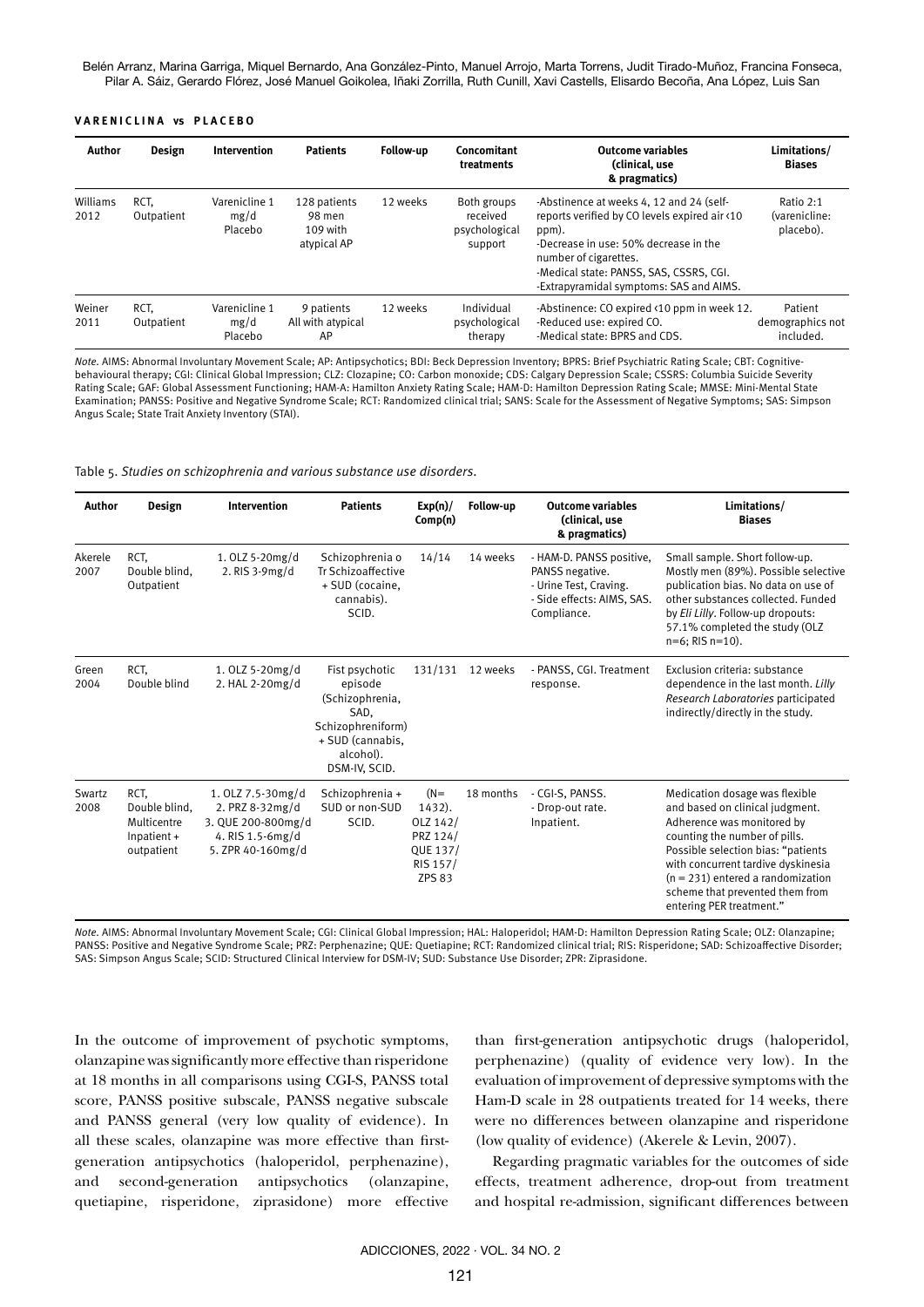**VARENICLINA vs PLACEBO**

| Author | Design | Intervention | Patients | Follow-up | Concomitant treatments | Outcome variables (clinical, use & pragmatics) | Limitations/ Biases |
|---|---|---|---|---|---|---|---|
| Williams 2012 | RCT, Outpatient | Varenicline 1 mg/d Placebo | 128 patients 98 men 109 with atypical AP | 12 weeks | Both groups received psychological support | -Abstinence at weeks 4, 12 and 24 (self-reports verified by CO levels expired air ‹10 ppm). -Decrease in use: 50% decrease in the number of cigarettes. -Medical state: PANSS, SAS, CSSRS, CGI. -Extrapyramidal symptoms: SAS and AIMS. | Ratio 2:1 (varenicline: placebo). |
| Weiner 2011 | RCT, Outpatient | Varenicline 1 mg/d Placebo | 9 patients All with atypical AP | 12 weeks | Individual psychological therapy | -Abstinence: CO expired ‹10 ppm in week 12. -Reduced use: expired CO. -Medical state: BPRS and CDS. | Patient demographics not included. |

*Note.* AIMS: Abnormal Involuntary Movement Scale; AP: Antipsychotics; BDI: Beck Depression Inventory; BPRS: Brief Psychiatric Rating Scale; CBT: Cognitive-behavioural therapy; CGI: Clinical Global Impression; CLZ: Clozapine; CO: Carbon monoxide; CDS: Calgary Depression Scale; CSSRS: Columbia Suicide Severity Rating Scale; GAF: Global Assessment Functioning; HAM-A: Hamilton Anxiety Rating Scale; HAM-D: Hamilton Depression Rating Scale; MMSE: Mini-Mental State Examination; PANSS: Positive and Negative Syndrome Scale; RCT: Randomized clinical trial; SANS: Scale for the Assessment of Negative Symptoms; SAS: Simpson Angus Scale; State Trait Anxiety Inventory (STAI).

Table 5. *Studies on schizophrenia and various substance use disorders.*

| Author | Design | Intervention | Patients | Exp(n)/ Comp(n) | Follow-up | Outcome variables (clinical, use & pragmatics) | Limitations/ Biases |
|---|---|---|---|---|---|---|---|
| Akerele 2007 | RCT, Double blind, Outpatient | 1. OLZ 5-20mg/d 2. RIS 3-9mg/d | Schizophrenia o Tr Schizoaffective + SUD (cocaine, cannabis). SCID. | 14/14 | 14 weeks | - HAM-D. PANSS positive, PANSS negative. - Urine Test, Craving. - Side effects: AIMS, SAS. Compliance. | Small sample. Short follow-up. Mostly men (89%). Possible selective publication bias. No data on use of other substances collected. Funded by *Eli Lilly*. Follow-up dropouts: 57.1% completed the study (OLZ n=6; RIS n=10). |
| Green 2004 | RCT, Double blind | 1. OLZ 5-20mg/d 2. HAL 2-20mg/d | Fist psychotic episode (Schizophrenia, SAD, Schizophreniform) + SUD (cannabis, alcohol). DSM-IV, SCID. | 131/131 | 12 weeks | - PANSS, CGI. Treatment response. | Exclusion criteria: substance dependence in the last month. *Lilly Research Laboratories* participated indirectly/directly in the study. |
| Swartz 2008 | RCT, Double blind, Multicentre Inpatient + outpatient | 1. OLZ 7.5-30mg/d 2. PRZ 8-32mg/d 3. QUE 200-800mg/d 4. RIS 1.5-6mg/d 5. ZPR 40-160mg/d | Schizophrenia + SUD or non-SUD SCID. | (N= 1432). OLZ 142/ PRZ 124/ QUE 137/ RIS 157/ ZPS 83 | 18 months | - CGI-S, PANSS. - Drop-out rate. Inpatient. | Medication dosage was flexible and based on clinical judgment. Adherence was monitored by counting the number of pills. Possible selection bias: "patients with concurrent tardive dyskinesia (n = 231) entered a randomization scheme that prevented them from entering PER treatment." |

*Note.* AIMS: Abnormal Involuntary Movement Scale; CGI: Clinical Global Impression; HAL: Haloperidol; HAM-D: Hamilton Depression Rating Scale; OLZ: Olanzapine; PANSS: Positive and Negative Syndrome Scale; PRZ: Perphenazine; QUE: Quetiapine; RCT: Randomized clinical trial; RIS: Risperidone; SAD: Schizoaffective Disorder; SAS: Simpson Angus Scale; SCID: Structured Clinical Interview for DSM-IV; SUD: Substance Use Disorder; ZPR: Ziprasidone.

In the outcome of improvement of psychotic symptoms, olanzapine was significantly more effective than risperidone at 18 months in all comparisons using CGI-S, PANSS total score, PANSS positive subscale, PANSS negative subscale and PANSS general (very low quality of evidence). In all these scales, olanzapine was more effective than first-generation antipsychotics (haloperidol, perphenazine), and second-generation antipsychotics (olanzapine, quetiapine, risperidone, ziprasidone) more effective than first-generation antipsychotic drugs (haloperidol, perphenazine) (quality of evidence very low). In the evaluation of improvement of depressive symptoms with the Ham-D scale in 28 outpatients treated for 14 weeks, there were no differences between olanzapine and risperidone (low quality of evidence) (Akerele & Levin, 2007).

Regarding pragmatic variables for the outcomes of side effects, treatment adherence, drop-out from treatment and hospital re-admission, significant differences between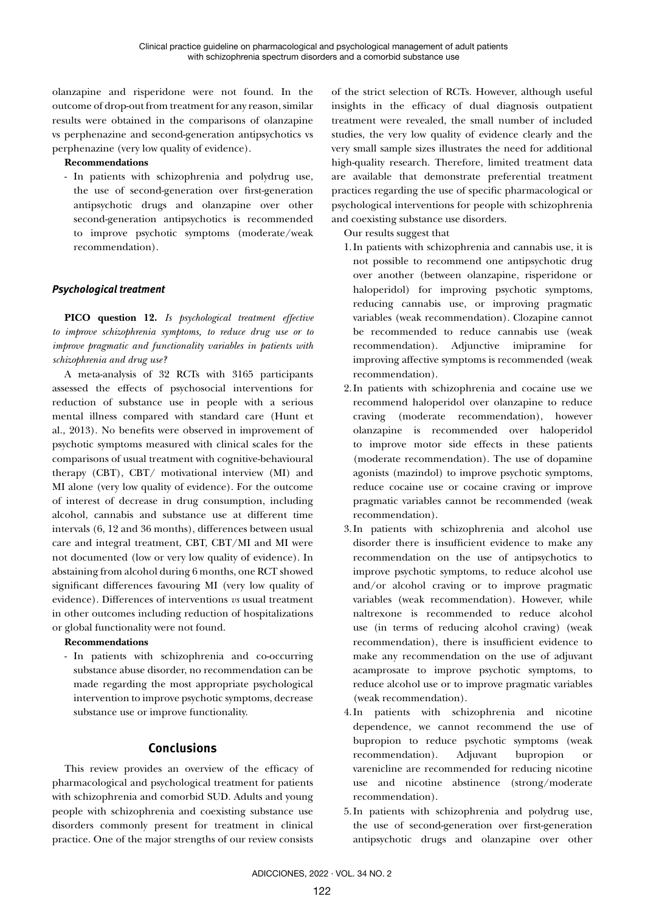olanzapine and risperidone were not found. In the outcome of drop-out from treatment for any reason, similar results were obtained in the comparisons of olanzapine vs perphenazine and second-generation antipsychotics vs perphenazine (very low quality of evidence).

**Recommendations**

- In patients with schizophrenia and polydrug use, the use of second-generation over first-generation antipsychotic drugs and olanzapine over other second-generation antipsychotics is recommended to improve psychotic symptoms (moderate/weak recommendation).

### *Psychological treatment*

**PICO question 12.** *Is psychological treatment effective to improve schizophrenia symptoms, to reduce drug use or to improve pragmatic and functionality variables in patients with schizophrenia and drug use?*

A meta-analysis of 32 RCTs with 3165 participants assessed the effects of psychosocial interventions for reduction of substance use in people with a serious mental illness compared with standard care (Hunt et al., 2013). No benefits were observed in improvement of psychotic symptoms measured with clinical scales for the comparisons of usual treatment with cognitive-behavioural therapy (CBT), CBT/ motivational interview (MI) and MI alone (very low quality of evidence). For the outcome of interest of decrease in drug consumption, including alcohol, cannabis and substance use at different time intervals (6, 12 and 36 months), differences between usual care and integral treatment, CBT, CBT/MI and MI were not documented (low or very low quality of evidence). In abstaining from alcohol during 6 months, one RCT showed significant differences favouring MI (very low quality of evidence). Differences of interventions *vs* usual treatment in other outcomes including reduction of hospitalizations or global functionality were not found.

**Recommendations**

- In patients with schizophrenia and co-occurring substance abuse disorder, no recommendation can be made regarding the most appropriate psychological intervention to improve psychotic symptoms, decrease substance use or improve functionality.

## Conclusions

This review provides an overview of the efficacy of pharmacological and psychological treatment for patients with schizophrenia and comorbid SUD. Adults and young people with schizophrenia and coexisting substance use disorders commonly present for treatment in clinical practice. One of the major strengths of our review consists of the strict selection of RCTs. However, although useful insights in the efficacy of dual diagnosis outpatient treatment were revealed, the small number of included studies, the very low quality of evidence clearly and the very small sample sizes illustrates the need for additional high-quality research. Therefore, limited treatment data are available that demonstrate preferential treatment practices regarding the use of specific pharmacological or psychological interventions for people with schizophrenia and coexisting substance use disorders.

Our results suggest that

1. In patients with schizophrenia and cannabis use, it is not possible to recommend one antipsychotic drug over another (between olanzapine, risperidone or haloperidol) for improving psychotic symptoms, reducing cannabis use, or improving pragmatic variables (weak recommendation). Clozapine cannot be recommended to reduce cannabis use (weak recommendation). Adjunctive imipramine for improving affective symptoms is recommended (weak recommendation).
2. In patients with schizophrenia and cocaine use we recommend haloperidol over olanzapine to reduce craving (moderate recommendation), however olanzapine is recommended over haloperidol to improve motor side effects in these patients (moderate recommendation). The use of dopamine agonists (mazindol) to improve psychotic symptoms, reduce cocaine use or cocaine craving or improve pragmatic variables cannot be recommended (weak recommendation).
3. In patients with schizophrenia and alcohol use disorder there is insufficient evidence to make any recommendation on the use of antipsychotics to improve psychotic symptoms, to reduce alcohol use and/or alcohol craving or to improve pragmatic variables (weak recommendation). However, while naltrexone is recommended to reduce alcohol use (in terms of reducing alcohol craving) (weak recommendation), there is insufficient evidence to make any recommendation on the use of adjuvant acamprosate to improve psychotic symptoms, to reduce alcohol use or to improve pragmatic variables (weak recommendation).
4. In patients with schizophrenia and nicotine dependence, we cannot recommend the use of bupropion to reduce psychotic symptoms (weak recommendation). Adjuvant bupropion or varenicline are recommended for reducing nicotine use and nicotine abstinence (strong/moderate recommendation).
5. In patients with schizophrenia and polydrug use, the use of second-generation over first-generation antipsychotic drugs and olanzapine over other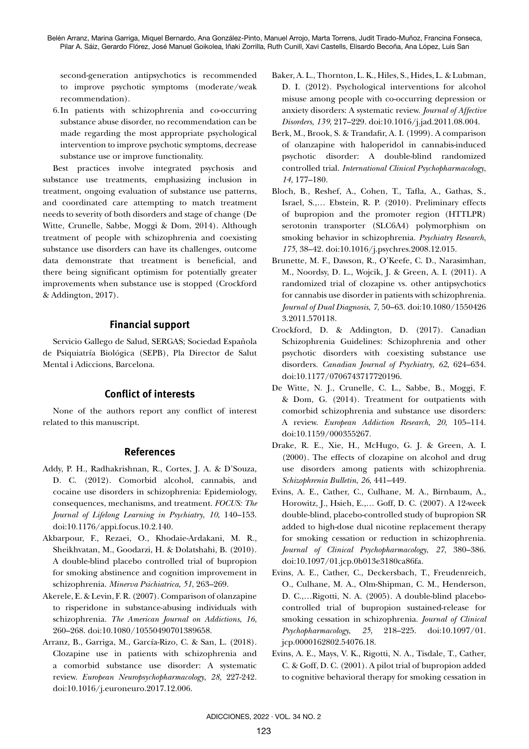second-generation antipsychotics is recommended to improve psychotic symptoms (moderate/weak recommendation).

6. In patients with schizophrenia and co-occurring substance abuse disorder, no recommendation can be made regarding the most appropriate psychological intervention to improve psychotic symptoms, decrease substance use or improve functionality.

Best practices involve integrated psychosis and substance use treatments, emphasizing inclusion in treatment, ongoing evaluation of substance use patterns, and coordinated care attempting to match treatment needs to severity of both disorders and stage of change (De Witte, Crunelle, Sabbe, Moggi & Dom, 2014). Although treatment of people with schizophrenia and coexisting substance use disorders can have its challenges, outcome data demonstrate that treatment is beneficial, and there being significant optimism for potentially greater improvements when substance use is stopped (Crockford & Addington, 2017).

## Financial support

Servicio Gallego de Salud, SERGAS; Sociedad Española de Psiquiatría Biológica (SEPB), Pla Director de Salut Mental i Adiccions, Barcelona.

## Conflict of interests

None of the authors report any conflict of interest related to this manuscript.

## References

Addy, P. H., Radhakrishnan, R., Cortes, J. A. & D'Souza, D. C. (2012). Comorbid alcohol, cannabis, and cocaine use disorders in schizophrenia: Epidemiology, consequences, mechanisms, and treatment. *FOCUS: The Journal of Lifelong Learning in Psychiatry*, *10*, 140–153. doi:10.1176/appi.focus.10.2.140.

Akbarpour, F., Rezaei, O., Khodaie-Ardakani, M. R., Sheikhvatan, M., Goodarzi, H. & Dolatshahi, B. (2010). A double-blind placebo controlled trial of bupropion for smoking abstinence and cognition improvement in schizophrenia. *Minerva Psichiatrica*, *51*, 263–269.

Akerele, E. & Levin, F. R. (2007). Comparison of olanzapine to risperidone in substance-abusing individuals with schizophrenia. *The American Journal on Addictions*, *16*, 260–268. doi:10.1080/10550490701389658.

Arranz, B., Garriga, M., García-Rizo, C. & San, L. (2018). Clozapine use in patients with schizophrenia and a comorbid substance use disorder: A systematic review. *European Neuropsychopharmacology*, *28,* 227-242. doi:10.1016/j.euroneuro.2017.12.006.

Baker, A. L., Thornton, L. K., Hiles, S., Hides, L. & Lubman, D. I. (2012). Psychological interventions for alcohol misuse among people with co-occurring depression or anxiety disorders: A systematic review. *Journal of Affective Disorders*, *139*, 217–229. doi:10.1016/j.jad.2011.08.004.

Berk, M., Brook, S. & Trandafir, A. I. (1999). A comparison of olanzapine with haloperidol in cannabis-induced psychotic disorder: A double-blind randomized controlled trial. *International Clinical Psychopharmacology*, *14*, 177–180.

Bloch, B., Reshef, A., Cohen, T., Tafla, A., Gathas, S., Israel, S.,… Ebstein, R. P. (2010). Preliminary effects of bupropion and the promoter region (HTTLPR) serotonin transporter (SLC6A4) polymorphism on smoking behavior in schizophrenia. *Psychiatry Research*, *175*, 38–42. doi:10.1016/j.psychres.2008.12.015.

Brunette, M. F., Dawson, R., O'Keefe, C. D., Narasimhan, M., Noordsy, D. L., Wojcik, J. & Green, A. I. (2011). A randomized trial of clozapine vs. other antipsychotics for cannabis use disorder in patients with schizophrenia. *Journal of Dual Diagnosis*, *7*, 50–63. doi:10.1080/15504263.2011.570118.

Crockford, D. & Addington, D. (2017). Canadian Schizophrenia Guidelines: Schizophrenia and other psychotic disorders with coexisting substance use disorders. *Canadian Journal of Psychiatry*, *62*, 624–634. doi:10.1177/0706743717720196.

De Witte, N. J., Crunelle, C. L., Sabbe, B., Moggi, F. & Dom, G. (2014). Treatment for outpatients with comorbid schizophrenia and substance use disorders: A review. *European Addiction Research*, *20*, 105–114. doi:10.1159/000355267.

Drake, R. E., Xie, H., McHugo, G. J. & Green, A. I. (2000). The effects of clozapine on alcohol and drug use disorders among patients with schizophrenia. *Schizophrenia Bulletin*, *26*, 441–449.

Evins, A. E., Cather, C., Culhane, M. A., Birnbaum, A., Horowitz, J., Hsieh, E.,… Goff, D. C. (2007). A 12-week double-blind, placebo-controlled study of bupropion SR added to high-dose dual nicotine replacement therapy for smoking cessation or reduction in schizophrenia. *Journal of Clinical Psychopharmacology*, *27*, 380–386. doi:10.1097/01.jcp.0b013e3180ca86fa.

Evins, A. E., Cather, C., Deckersbach, T., Freudenreich, O., Culhane, M. A., Olm-Shipman, C. M., Henderson, D. C.,…Rigotti, N. A. (2005). A double-blind placebo-controlled trial of bupropion sustained-release for smoking cessation in schizophrenia. *Journal of Clinical Psychopharmacology*, *25*, 218–225. doi:10.1097/01.jcp.0000162802.54076.18.

Evins, A. E., Mays, V. K., Rigotti, N. A., Tisdale, T., Cather, C. & Goff, D. C. (2001). A pilot trial of bupropion added to cognitive behavioral therapy for smoking cessation in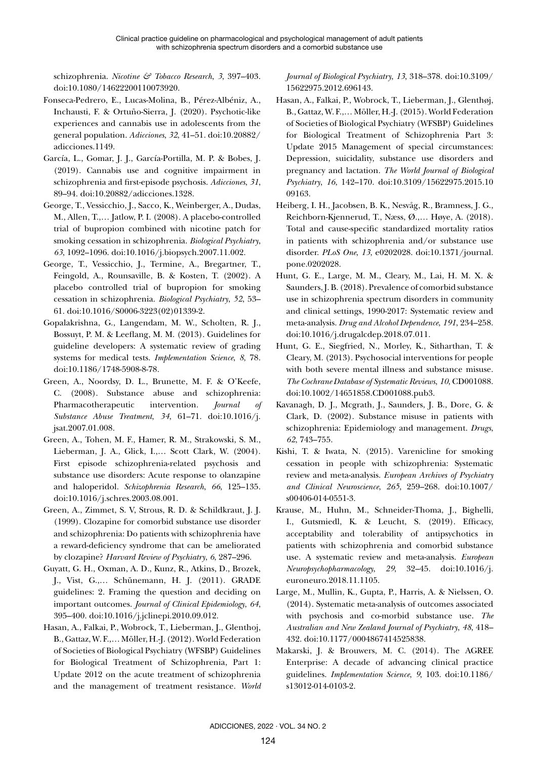schizophrenia. *Nicotine & Tobacco Research, 3*, 397–403. doi:10.1080/14622200110073920.

Fonseca-Pedrero, E., Lucas-Molina, B., Pérez-Albéniz, A., Inchausti, F. & Ortuño-Sierra, J. (2020). Psychotic-like experiences and cannabis use in adolescents from the general population. *Adicciones, 32*, 41–51. doi:10.20882/adicciones.1149.

García, L., Gomar, J. J., García-Portilla, M. P. & Bobes, J. (2019). Cannabis use and cognitive impairment in schizophrenia and first-episode psychosis. *Adicciones, 31*, 89–94. doi:10.20882/adicciones.1328.

George, T., Vessicchio, J., Sacco, K., Weinberger, A., Dudas, M., Allen, T.,… Jatlow, P. I. (2008). A placebo-controlled trial of bupropion combined with nicotine patch for smoking cessation in schizophrenia. *Biological Psychiatry, 63*, 1092–1096. doi:10.1016/j.biopsych.2007.11.002.

George, T., Vessicchio, J., Termine, A., Bregartner, T., Feingold, A., Rounsaville, B. & Kosten, T. (2002). A placebo controlled trial of bupropion for smoking cessation in schizophrenia. *Biological Psychiatry, 52*, 53–61. doi:10.1016/S0006-3223(02)01339-2.

Gopalakrishna, G., Langendam, M. W., Scholten, R. J., Bossuyt, P. M. & Leeflang, M. M. (2013). Guidelines for guideline developers: A systematic review of grading systems for medical tests. *Implementation Science, 8*, 78. doi:10.1186/1748-5908-8-78.

Green, A., Noordsy, D. L., Brunette, M. F. & O'Keefe, C. (2008). Substance abuse and schizophrenia: Pharmacotherapeutic intervention. *Journal of Substance Abuse Treatment, 34*, 61–71. doi:10.1016/j.jsat.2007.01.008.

Green, A., Tohen, M. F., Hamer, R. M., Strakowski, S. M., Lieberman, J. A., Glick, I.,… Scott Clark, W. (2004). First episode schizophrenia-related psychosis and substance use disorders: Acute response to olanzapine and haloperidol. *Schizophrenia Research, 66*, 125–135. doi:10.1016/j.schres.2003.08.001.

Green, A., Zimmet, S. V, Strous, R. D. & Schildkraut, J. J. (1999). Clozapine for comorbid substance use disorder and schizophrenia: Do patients with schizophrenia have a reward-deficiency syndrome that can be ameliorated by clozapine? *Harvard Review of Psychiatry, 6*, 287–296.

Guyatt, G. H., Oxman, A. D., Kunz, R., Atkins, D., Brozek, J., Vist, G.,… Schünemann, H. J. (2011). GRADE guidelines: 2. Framing the question and deciding on important outcomes. *Journal of Clinical Epidemiology, 64*, 395–400. doi:10.1016/j.jclinepi.2010.09.012.

Hasan, A., Falkai, P., Wobrock, T., Lieberman, J., Glenthoj, B., Gattaz, W. F.,… Möller, H.-J. (2012). World Federation of Societies of Biological Psychiatry (WFSBP) Guidelines for Biological Treatment of Schizophrenia, Part 1: Update 2012 on the acute treatment of schizophrenia and the management of treatment resistance. *World Journal of Biological Psychiatry, 13*, 318–378. doi:10.3109/15622975.2012.696143.

Hasan, A., Falkai, P., Wobrock, T., Lieberman, J., Glenthøj, B., Gattaz, W. F.,… Möller, H.-J. (2015). World Federation of Societies of Biological Psychiatry (WFSBP) Guidelines for Biological Treatment of Schizophrenia Part 3: Update 2015 Management of special circumstances: Depression, suicidality, substance use disorders and pregnancy and lactation. *The World Journal of Biological Psychiatry, 16*, 142–170. doi:10.3109/15622975.2015.1009163.

Heiberg, I. H., Jacobsen, B. K., Nesvåg, R., Bramness, J. G., Reichborn-Kjennerud, T., Næss, Ø.,… Høye, A. (2018). Total and cause-specific standardized mortality ratios in patients with schizophrenia and/or substance use disorder. *PLoS One, 13*, e0202028. doi:10.1371/journal.pone.0202028.

Hunt, G. E., Large, M. M., Cleary, M., Lai, H. M. X. & Saunders, J. B. (2018). Prevalence of comorbid substance use in schizophrenia spectrum disorders in community and clinical settings, 1990-2017: Systematic review and meta-analysis. *Drug and Alcohol Dependence, 191*, 234–258. doi:10.1016/j.drugalcdep.2018.07.011.

Hunt, G. E., Siegfried, N., Morley, K., Sitharthan, T. & Cleary, M. (2013). Psychosocial interventions for people with both severe mental illness and substance misuse. *The Cochrane Database of Systematic Reviews, 10*, CD001088. doi:10.1002/14651858.CD001088.pub3.

Kavanagh, D. J., Mcgrath, J., Saunders, J. B., Dore, G. & Clark, D. (2002). Substance misuse in patients with schizophrenia: Epidemiology and management. *Drugs, 62*, 743–755.

Kishi, T. & Iwata, N. (2015). Varenicline for smoking cessation in people with schizophrenia: Systematic review and meta-analysis. *European Archives of Psychiatry and Clinical Neuroscience, 265*, 259–268. doi:10.1007/s00406-014-0551-3.

Krause, M., Huhn, M., Schneider-Thoma, J., Bighelli, I., Gutsmiedl, K. & Leucht, S. (2019). Efficacy, acceptability and tolerability of antipsychotics in patients with schizophrenia and comorbid substance use. A systematic review and meta-analysis. *European Neuropsychopharmacology, 29*, 32–45. doi:10.1016/j.euroneuro.2018.11.1105.

Large, M., Mullin, K., Gupta, P., Harris, A. & Nielssen, O. (2014). Systematic meta-analysis of outcomes associated with psychosis and co-morbid substance use. *The Australian and New Zealand Journal of Psychiatry, 48*, 418–432. doi:10.1177/0004867414525838.

Makarski, J. & Brouwers, M. C. (2014). The AGREE Enterprise: A decade of advancing clinical practice guidelines. *Implementation Science, 9*, 103. doi:10.1186/s13012-014-0103-2.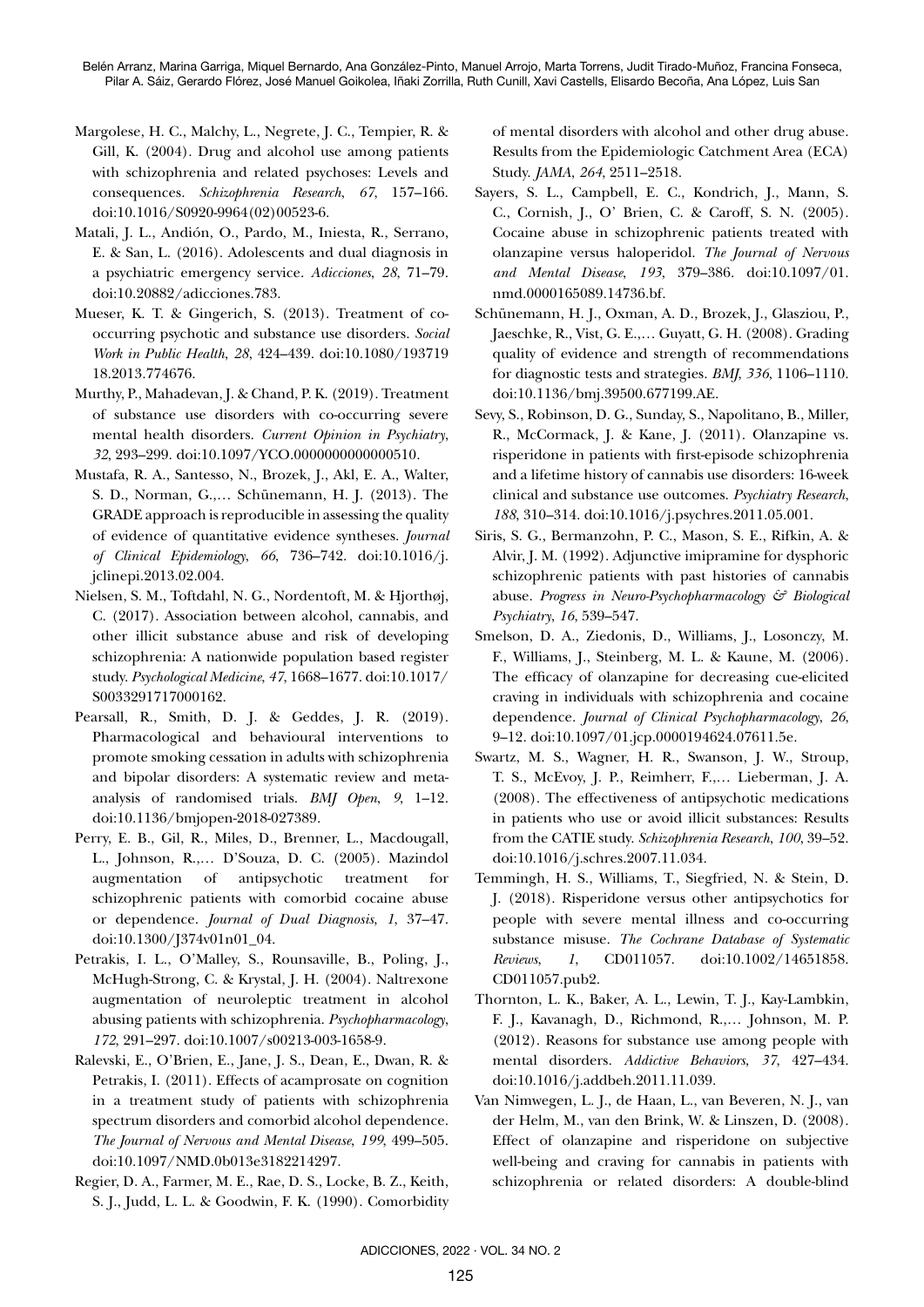Margolese, H. C., Malchy, L., Negrete, J. C., Tempier, R. & Gill, K. (2004). Drug and alcohol use among patients with schizophrenia and related psychoses: Levels and consequences. *Schizophrenia Research*, *67*, 157–166. doi:10.1016/S0920-9964(02)00523-6.

Matali, J. L., Andión, O., Pardo, M., Iniesta, R., Serrano, E. & San, L. (2016). Adolescents and dual diagnosis in a psychiatric emergency service. *Adicciones*, *28*, 71–79. doi:10.20882/adicciones.783.

Mueser, K. T. & Gingerich, S. (2013). Treatment of co-occurring psychotic and substance use disorders. *Social Work in Public Health*, *28*, 424–439. doi:10.1080/19371918.2013.774676.

Murthy, P., Mahadevan, J. & Chand, P. K. (2019). Treatment of substance use disorders with co-occurring severe mental health disorders. *Current Opinion in Psychiatry*, *32*, 293–299. doi:10.1097/YCO.0000000000000510.

Mustafa, R. A., Santesso, N., Brozek, J., Akl, E. A., Walter, S. D., Norman, G.,… Schünemann, H. J. (2013). The GRADE approach is reproducible in assessing the quality of evidence of quantitative evidence syntheses. *Journal of Clinical Epidemiology*, *66*, 736–742. doi:10.1016/j.jclinepi.2013.02.004.

Nielsen, S. M., Toftdahl, N. G., Nordentoft, M. & Hjorthøj, C. (2017). Association between alcohol, cannabis, and other illicit substance abuse and risk of developing schizophrenia: A nationwide population based register study. *Psychological Medicine*, *47*, 1668–1677. doi:10.1017/S0033291717000162.

Pearsall, R., Smith, D. J. & Geddes, J. R. (2019). Pharmacological and behavioural interventions to promote smoking cessation in adults with schizophrenia and bipolar disorders: A systematic review and meta-analysis of randomised trials. *BMJ Open*, *9*, 1–12. doi:10.1136/bmjopen-2018-027389.

Perry, E. B., Gil, R., Miles, D., Brenner, L., Macdougall, L., Johnson, R.,… D'Souza, D. C. (2005). Mazindol augmentation of antipsychotic treatment for schizophrenic patients with comorbid cocaine abuse or dependence. *Journal of Dual Diagnosis*, *1*, 37–47. doi:10.1300/J374v01n01_04.

Petrakis, I. L., O'Malley, S., Rounsaville, B., Poling, J., McHugh-Strong, C. & Krystal, J. H. (2004). Naltrexone augmentation of neuroleptic treatment in alcohol abusing patients with schizophrenia. *Psychopharmacology*, *172*, 291–297. doi:10.1007/s00213-003-1658-9.

Ralevski, E., O'Brien, E., Jane, J. S., Dean, E., Dwan, R. & Petrakis, I. (2011). Effects of acamprosate on cognition in a treatment study of patients with schizophrenia spectrum disorders and comorbid alcohol dependence. *The Journal of Nervous and Mental Disease*, *199*, 499–505. doi:10.1097/NMD.0b013e3182214297.

Regier, D. A., Farmer, M. E., Rae, D. S., Locke, B. Z., Keith, S. J., Judd, L. L. & Goodwin, F. K. (1990). Comorbidity of mental disorders with alcohol and other drug abuse. Results from the Epidemiologic Catchment Area (ECA) Study. *JAMA*, *264*, 2511–2518.

Sayers, S. L., Campbell, E. C., Kondrich, J., Mann, S. C., Cornish, J., O' Brien, C. & Caroff, S. N. (2005). Cocaine abuse in schizophrenic patients treated with olanzapine versus haloperidol. *The Journal of Nervous and Mental Disease*, *193*, 379–386. doi:10.1097/01.nmd.0000165089.14736.bf.

Schünemann, H. J., Oxman, A. D., Brozek, J., Glasziou, P., Jaeschke, R., Vist, G. E.,… Guyatt, G. H. (2008). Grading quality of evidence and strength of recommendations for diagnostic tests and strategies. *BMJ*, *336*, 1106–1110. doi:10.1136/bmj.39500.677199.AE.

Sevy, S., Robinson, D. G., Sunday, S., Napolitano, B., Miller, R., McCormack, J. & Kane, J. (2011). Olanzapine vs. risperidone in patients with first-episode schizophrenia and a lifetime history of cannabis use disorders: 16-week clinical and substance use outcomes. *Psychiatry Research*, *188*, 310–314. doi:10.1016/j.psychres.2011.05.001.

Siris, S. G., Bermanzohn, P. C., Mason, S. E., Rifkin, A. & Alvir, J. M. (1992). Adjunctive imipramine for dysphoric schizophrenic patients with past histories of cannabis abuse. *Progress in Neuro-Psychopharmacology & Biological Psychiatry*, *16*, 539–547.

Smelson, D. A., Ziedonis, D., Williams, J., Losonczy, M. F., Williams, J., Steinberg, M. L. & Kaune, M. (2006). The efficacy of olanzapine for decreasing cue-elicited craving in individuals with schizophrenia and cocaine dependence. *Journal of Clinical Psychopharmacology*, *26*, 9–12. doi:10.1097/01.jcp.0000194624.07611.5e.

Swartz, M. S., Wagner, H. R., Swanson, J. W., Stroup, T. S., McEvoy, J. P., Reimherr, F.,… Lieberman, J. A. (2008). The effectiveness of antipsychotic medications in patients who use or avoid illicit substances: Results from the CATIE study. *Schizophrenia Research*, *100*, 39–52. doi:10.1016/j.schres.2007.11.034.

Temmingh, H. S., Williams, T., Siegfried, N. & Stein, D. J. (2018). Risperidone versus other antipsychotics for people with severe mental illness and co-occurring substance misuse. *The Cochrane Database of Systematic Reviews*, *1*, CD011057. doi:10.1002/14651858.CD011057.pub2.

Thornton, L. K., Baker, A. L., Lewin, T. J., Kay-Lambkin, F. J., Kavanagh, D., Richmond, R.,… Johnson, M. P. (2012). Reasons for substance use among people with mental disorders. *Addictive Behaviors*, *37*, 427–434. doi:10.1016/j.addbeh.2011.11.039.

Van Nimwegen, L. J., de Haan, L., van Beveren, N. J., van der Helm, M., van den Brink, W. & Linszen, D. (2008). Effect of olanzapine and risperidone on subjective well-being and craving for cannabis in patients with schizophrenia or related disorders: A double-blind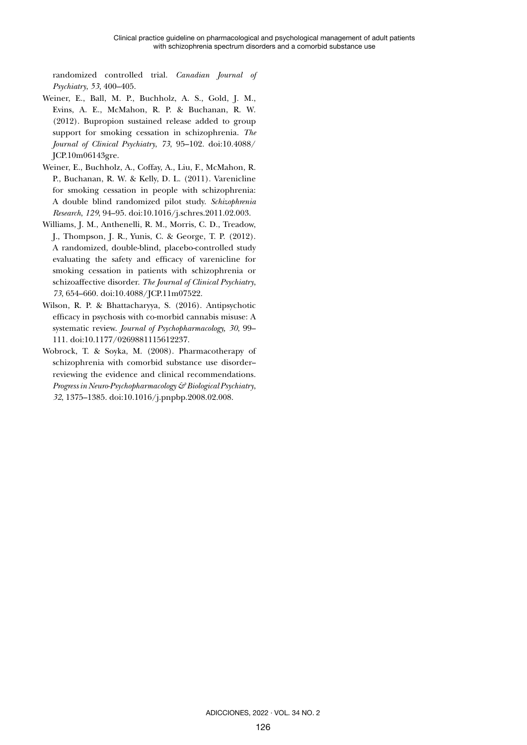randomized controlled trial. *Canadian Journal of Psychiatry*, *53*, 400–405.

Weiner, E., Ball, M. P., Buchholz, A. S., Gold, J. M., Evins, A. E., McMahon, R. P. & Buchanan, R. W. (2012). Bupropion sustained release added to group support for smoking cessation in schizophrenia. *The Journal of Clinical Psychiatry*, *73*, 95–102. doi:10.4088/JCP.10m06143gre.

Weiner, E., Buchholz, A., Coffay, A., Liu, F., McMahon, R. P., Buchanan, R. W. & Kelly, D. L. (2011). Varenicline for smoking cessation in people with schizophrenia: A double blind randomized pilot study. *Schizophrenia Research*, *129*, 94–95. doi:10.1016/j.schres.2011.02.003.

Williams, J. M., Anthenelli, R. M., Morris, C. D., Treadow, J., Thompson, J. R., Yunis, C. & George, T. P. (2012). A randomized, double-blind, placebo-controlled study evaluating the safety and efficacy of varenicline for smoking cessation in patients with schizophrenia or schizoaffective disorder. *The Journal of Clinical Psychiatry*, *73*, 654–660. doi:10.4088/JCP.11m07522.

Wilson, R. P. & Bhattacharyya, S. (2016). Antipsychotic efficacy in psychosis with co-morbid cannabis misuse: A systematic review. *Journal of Psychopharmacology, 30*, 99–111. doi:10.1177/0269881115612237.

Wobrock, T. & Soyka, M. (2008). Pharmacotherapy of schizophrenia with comorbid substance use disorder–reviewing the evidence and clinical recommendations. *Progress in Neuro-Psychopharmacology & Biological Psychiatry*, *32*, 1375–1385. doi:10.1016/j.pnpbp.2008.02.008.